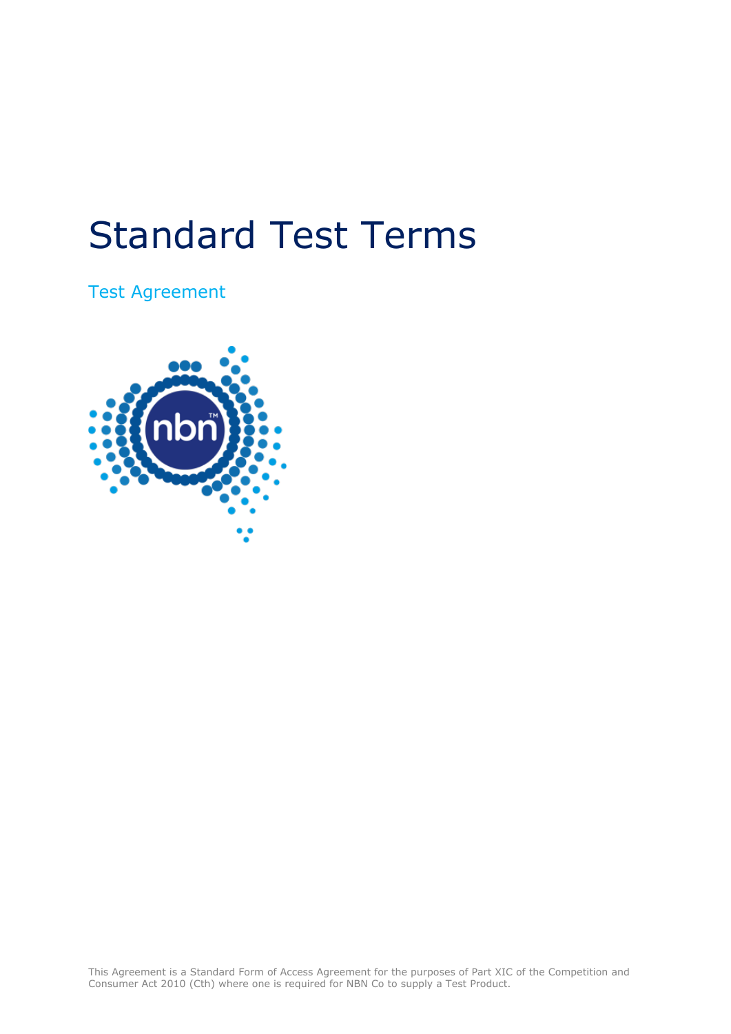# Standard Test Terms

## Test Agreement

This Agreement is a Standard Form of Access Agreement for the purposes of Part XIC of the Competition and Consumer Act 2010 (Cth) where one is required for NBN Co to supply a Test Product.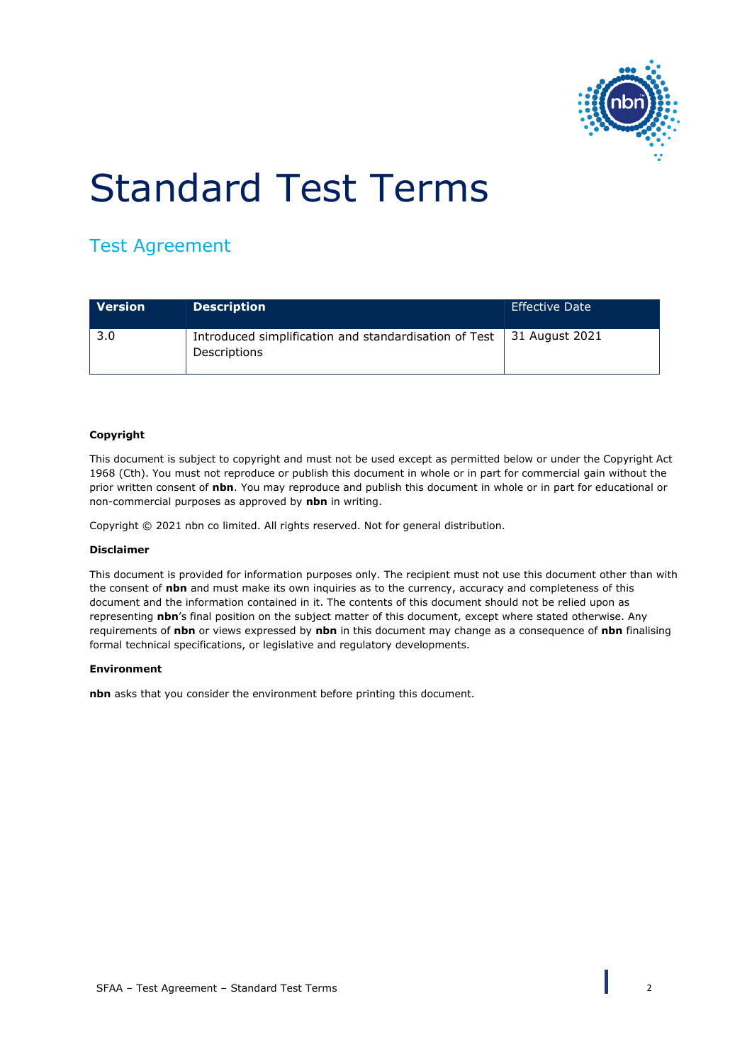# Standard Test Terms

## Test Agreement

| Version | Description | Effective Date |
| --- | --- | --- |
| 3.0 | Introduced simplification and standardisation of Test Descriptions | 31 August 2021 |

**Copyright**

This document is subject to copyright and must not be used except as permitted below or under the Copyright Act 1968 (Cth). You must not reproduce or publish this document in whole or in part for commercial gain without the prior written consent of **nbn**. You may reproduce and publish this document in whole or in part for educational or non-commercial purposes as approved by **nbn** in writing.

Copyright © 2021 nbn co limited. All rights reserved. Not for general distribution.

**Disclaimer**

This document is provided for information purposes only. The recipient must not use this document other than with the consent of **nbn** and must make its own inquiries as to the currency, accuracy and completeness of this document and the information contained in it. The contents of this document should not be relied upon as representing **nbn**'s final position on the subject matter of this document, except where stated otherwise. Any requirements of **nbn** or views expressed by **nbn** in this document may change as a consequence of **nbn** finalising formal technical specifications, or legislative and regulatory developments.

**Environment**

**nbn** asks that you consider the environment before printing this document.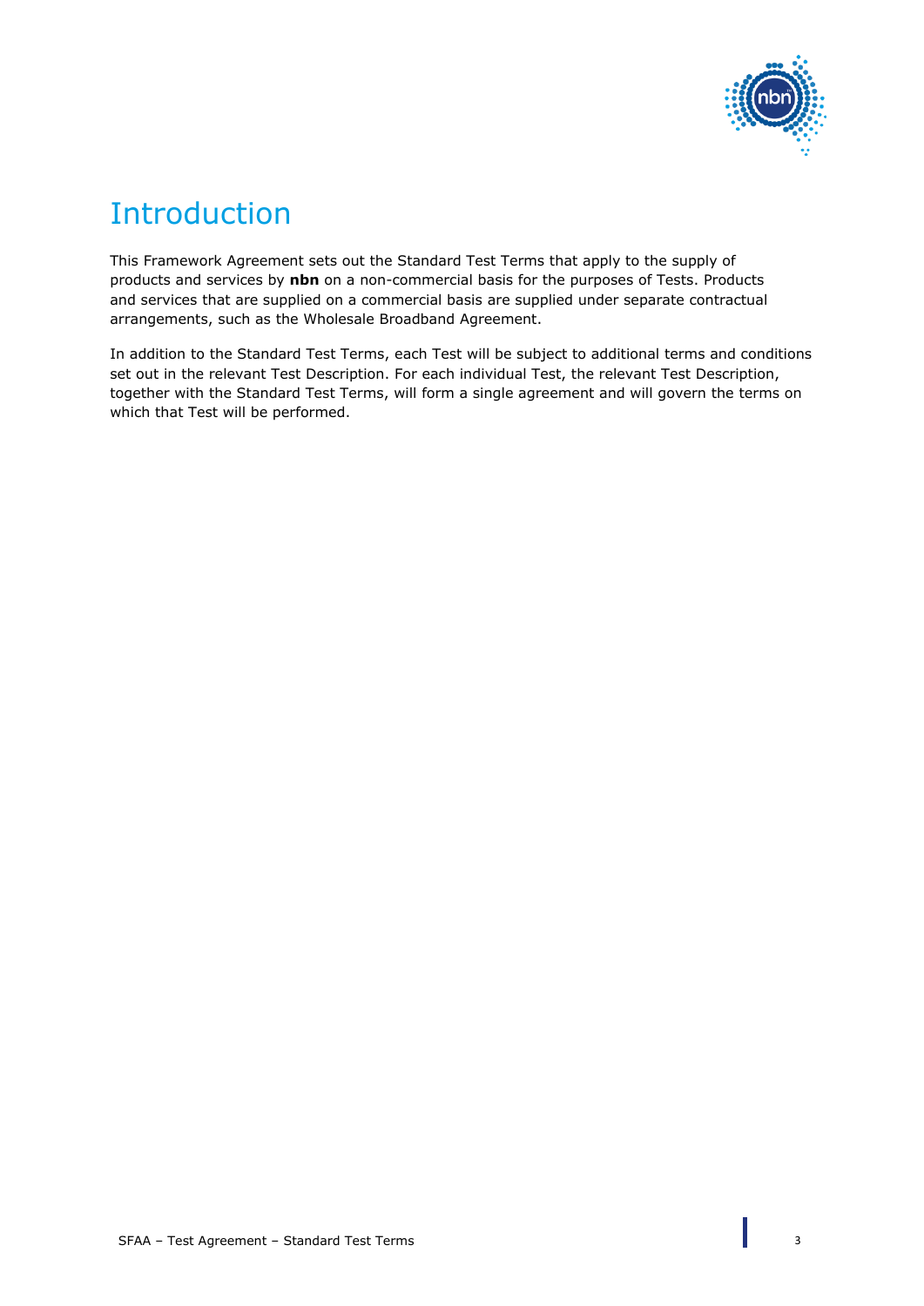# Introduction

This Framework Agreement sets out the Standard Test Terms that apply to the supply of products and services by **nbn** on a non-commercial basis for the purposes of Tests. Products and services that are supplied on a commercial basis are supplied under separate contractual arrangements, such as the Wholesale Broadband Agreement.

In addition to the Standard Test Terms, each Test will be subject to additional terms and conditions set out in the relevant Test Description. For each individual Test, the relevant Test Description, together with the Standard Test Terms, will form a single agreement and will govern the terms on which that Test will be performed.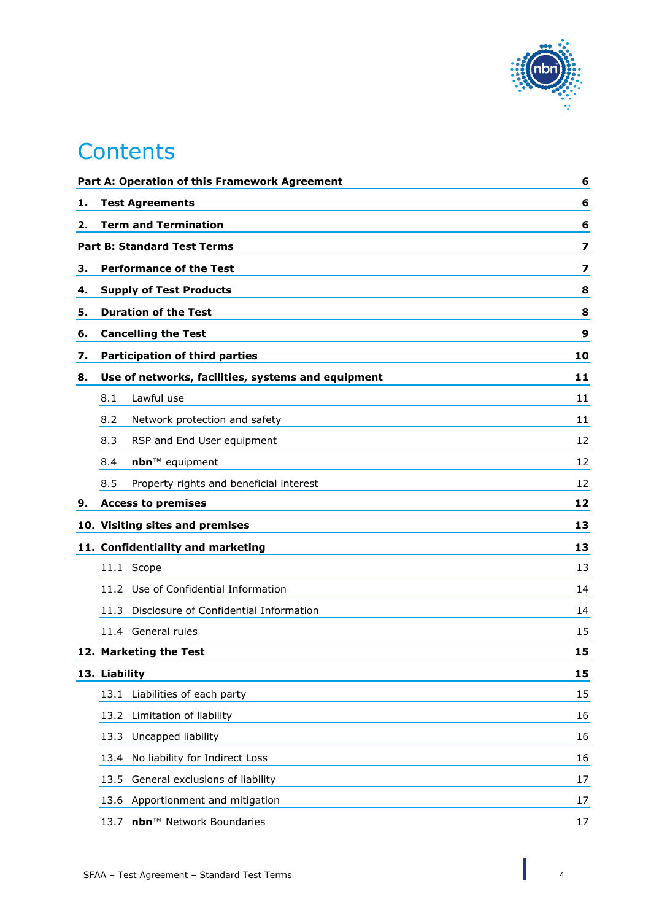# Contents

| | |
|---|---|
| **Part A: Operation of this Framework Agreement** | **6** |
| **1. Test Agreements** | **6** |
| **2. Term and Termination** | **6** |
| **Part B: Standard Test Terms** | **7** |
| **3. Performance of the Test** | **7** |
| **4. Supply of Test Products** | **8** |
| **5. Duration of the Test** | **8** |
| **6. Cancelling the Test** | **9** |
| **7. Participation of third parties** | **10** |
| **8. Use of networks, facilities, systems and equipment** | **11** |
| 8.1 Lawful use | 11 |
| 8.2 Network protection and safety | 11 |
| 8.3 RSP and End User equipment | 12 |
| 8.4 **nbn**™ equipment | 12 |
| 8.5 Property rights and beneficial interest | 12 |
| **9. Access to premises** | **12** |
| **10. Visiting sites and premises** | **13** |
| **11. Confidentiality and marketing** | **13** |
| 11.1 Scope | 13 |
| 11.2 Use of Confidential Information | 14 |
| 11.3 Disclosure of Confidential Information | 14 |
| 11.4 General rules | 15 |
| **12. Marketing the Test** | **15** |
| **13. Liability** | **15** |
| 13.1 Liabilities of each party | 15 |
| 13.2 Limitation of liability | 16 |
| 13.3 Uncapped liability | 16 |
| 13.4 No liability for Indirect Loss | 16 |
| 13.5 General exclusions of liability | 17 |
| 13.6 Apportionment and mitigation | 17 |
| 13.7 **nbn**™ Network Boundaries | 17 |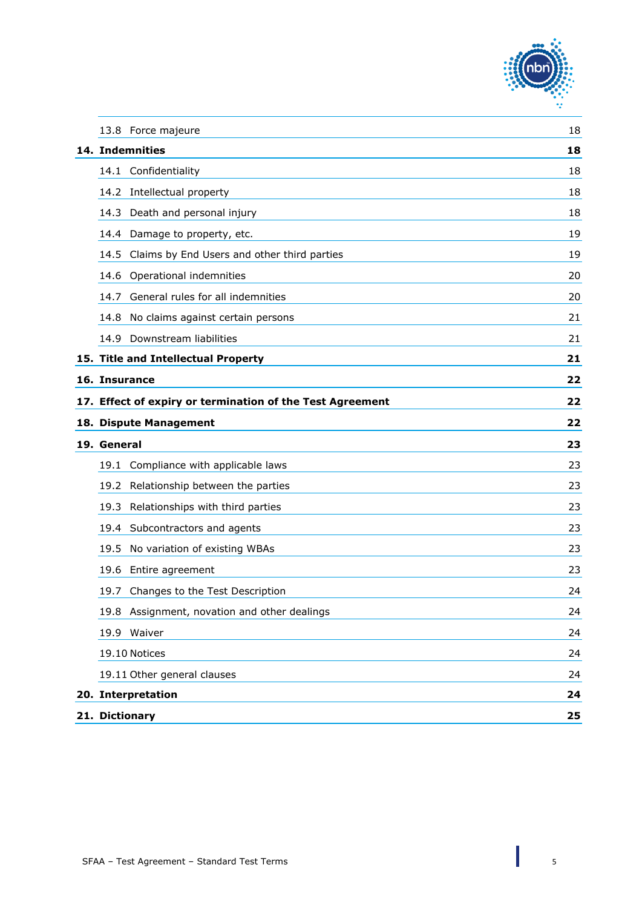| | | |
|---|---|---|
| | 13.8 Force majeure | 18 |
| **14.** | **Indemnities** | **18** |
| | 14.1 Confidentiality | 18 |
| | 14.2 Intellectual property | 18 |
| | 14.3 Death and personal injury | 18 |
| | 14.4 Damage to property, etc. | 19 |
| | 14.5 Claims by End Users and other third parties | 19 |
| | 14.6 Operational indemnities | 20 |
| | 14.7 General rules for all indemnities | 20 |
| | 14.8 No claims against certain persons | 21 |
| | 14.9 Downstream liabilities | 21 |
| **15.** | **Title and Intellectual Property** | **21** |
| **16.** | **Insurance** | **22** |
| **17.** | **Effect of expiry or termination of the Test Agreement** | **22** |
| **18.** | **Dispute Management** | **22** |
| **19.** | **General** | **23** |
| | 19.1 Compliance with applicable laws | 23 |
| | 19.2 Relationship between the parties | 23 |
| | 19.3 Relationships with third parties | 23 |
| | 19.4 Subcontractors and agents | 23 |
| | 19.5 No variation of existing WBAs | 23 |
| | 19.6 Entire agreement | 23 |
| | 19.7 Changes to the Test Description | 24 |
| | 19.8 Assignment, novation and other dealings | 24 |
| | 19.9 Waiver | 24 |
| | 19.10 Notices | 24 |
| | 19.11 Other general clauses | 24 |
| **20.** | **Interpretation** | **24** |
| **21.** | **Dictionary** | **25** |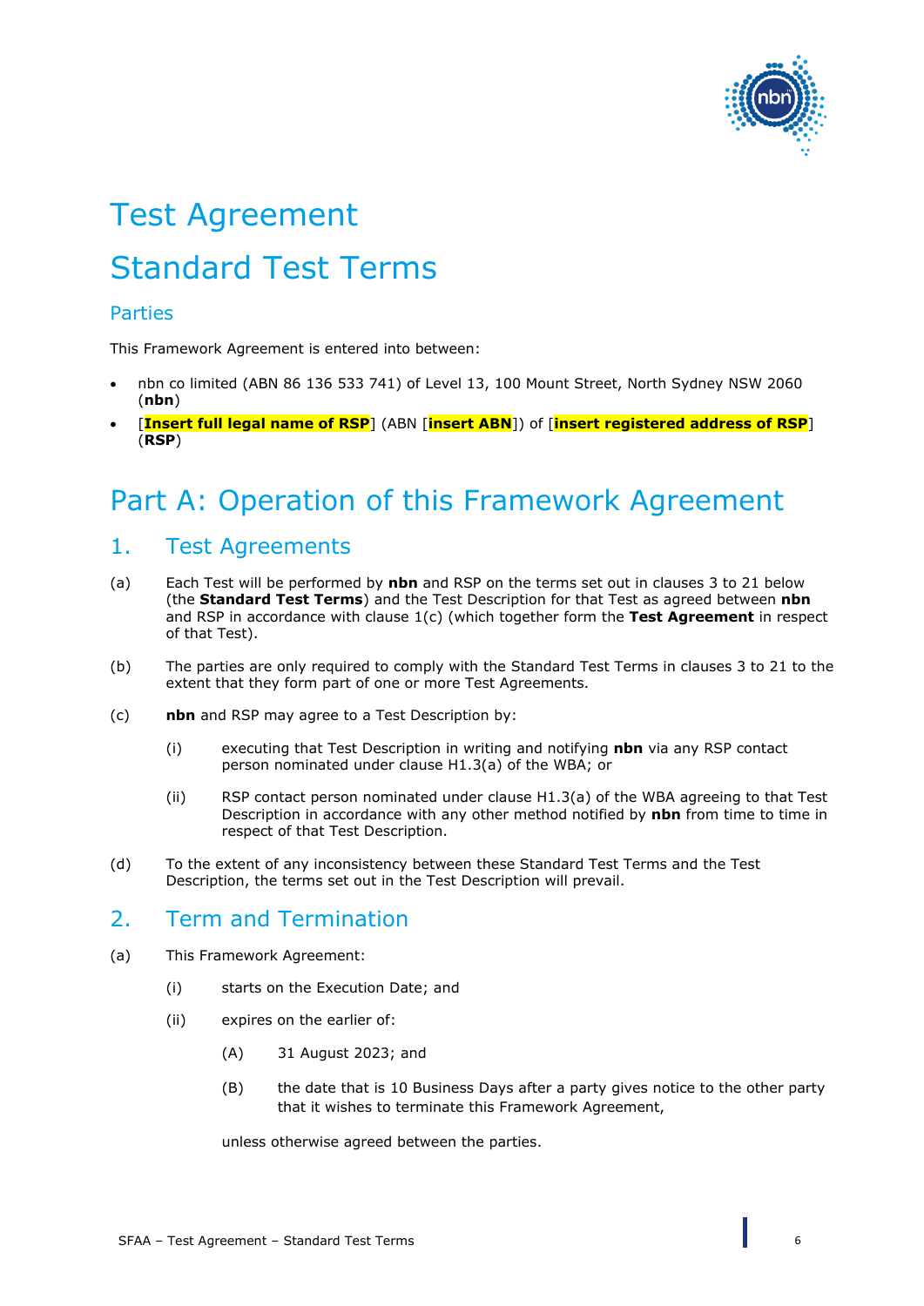# Test Agreement

# Standard Test Terms

## Parties

This Framework Agreement is entered into between:

- nbn co limited (ABN 86 136 533 741) of Level 13, 100 Mount Street, North Sydney NSW 2060 (**nbn**)
- [**Insert full legal name of RSP**] (ABN [**insert ABN**]) of [**insert registered address of RSP**] (**RSP**)

# Part A: Operation of this Framework Agreement

## 1. Test Agreements

(a) Each Test will be performed by **nbn** and RSP on the terms set out in clauses 3 to 21 below (the **Standard Test Terms**) and the Test Description for that Test as agreed between **nbn** and RSP in accordance with clause 1(c) (which together form the **Test Agreement** in respect of that Test).

(b) The parties are only required to comply with the Standard Test Terms in clauses 3 to 21 to the extent that they form part of one or more Test Agreements.

(c) **nbn** and RSP may agree to a Test Description by:

(i) executing that Test Description in writing and notifying **nbn** via any RSP contact person nominated under clause H1.3(a) of the WBA; or

(ii) RSP contact person nominated under clause H1.3(a) of the WBA agreeing to that Test Description in accordance with any other method notified by **nbn** from time to time in respect of that Test Description.

(d) To the extent of any inconsistency between these Standard Test Terms and the Test Description, the terms set out in the Test Description will prevail.

## 2. Term and Termination

(a) This Framework Agreement:

(i) starts on the Execution Date; and

(ii) expires on the earlier of:

(A) 31 August 2023; and

(B) the date that is 10 Business Days after a party gives notice to the other party that it wishes to terminate this Framework Agreement,

unless otherwise agreed between the parties.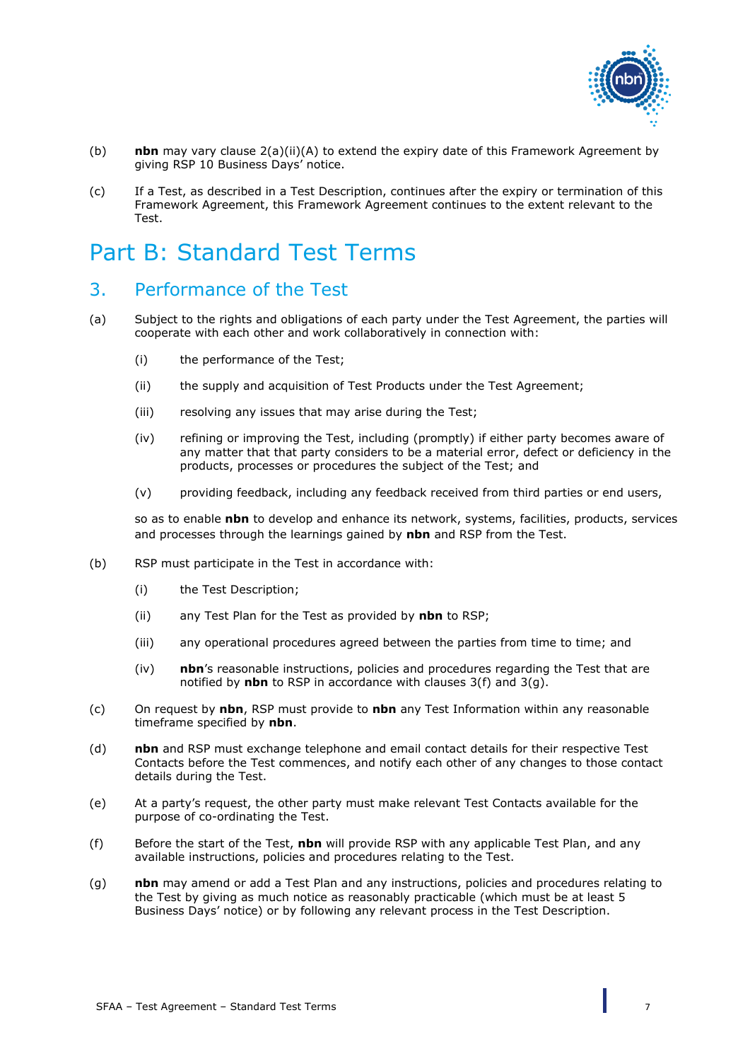(b) **nbn** may vary clause 2(a)(ii)(A) to extend the expiry date of this Framework Agreement by giving RSP 10 Business Days' notice.

(c) If a Test, as described in a Test Description, continues after the expiry or termination of this Framework Agreement, this Framework Agreement continues to the extent relevant to the Test.

# Part B: Standard Test Terms

## 3. Performance of the Test

(a) Subject to the rights and obligations of each party under the Test Agreement, the parties will cooperate with each other and work collaboratively in connection with:

(i) the performance of the Test;

(ii) the supply and acquisition of Test Products under the Test Agreement;

(iii) resolving any issues that may arise during the Test;

(iv) refining or improving the Test, including (promptly) if either party becomes aware of any matter that that party considers to be a material error, defect or deficiency in the products, processes or procedures the subject of the Test; and

(v) providing feedback, including any feedback received from third parties or end users,

so as to enable **nbn** to develop and enhance its network, systems, facilities, products, services and processes through the learnings gained by **nbn** and RSP from the Test.

(b) RSP must participate in the Test in accordance with:

(i) the Test Description;

(ii) any Test Plan for the Test as provided by **nbn** to RSP;

(iii) any operational procedures agreed between the parties from time to time; and

(iv) **nbn**'s reasonable instructions, policies and procedures regarding the Test that are notified by **nbn** to RSP in accordance with clauses 3(f) and 3(g).

(c) On request by **nbn**, RSP must provide to **nbn** any Test Information within any reasonable timeframe specified by **nbn**.

(d) **nbn** and RSP must exchange telephone and email contact details for their respective Test Contacts before the Test commences, and notify each other of any changes to those contact details during the Test.

(e) At a party's request, the other party must make relevant Test Contacts available for the purpose of co-ordinating the Test.

(f) Before the start of the Test, **nbn** will provide RSP with any applicable Test Plan, and any available instructions, policies and procedures relating to the Test.

(g) **nbn** may amend or add a Test Plan and any instructions, policies and procedures relating to the Test by giving as much notice as reasonably practicable (which must be at least 5 Business Days' notice) or by following any relevant process in the Test Description.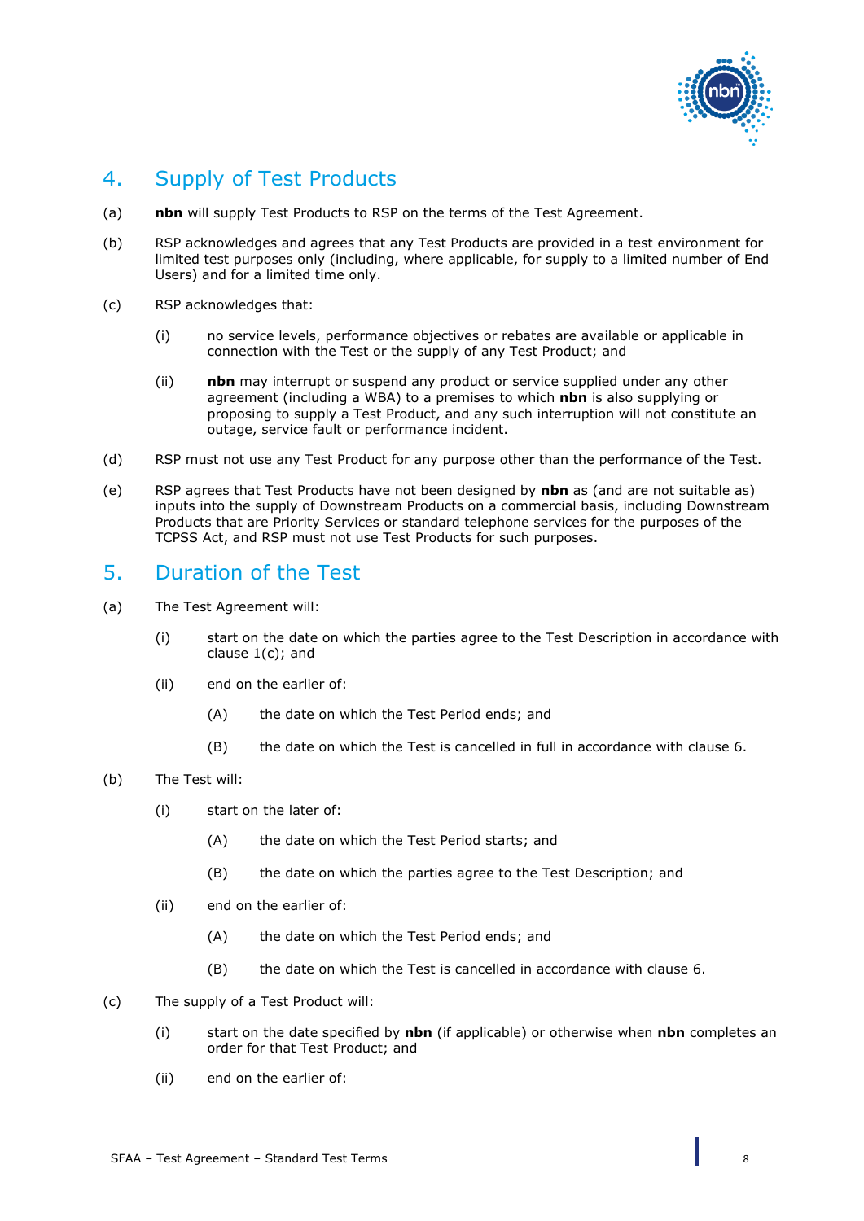## 4. Supply of Test Products

(a) **nbn** will supply Test Products to RSP on the terms of the Test Agreement.

(b) RSP acknowledges and agrees that any Test Products are provided in a test environment for limited test purposes only (including, where applicable, for supply to a limited number of End Users) and for a limited time only.

(c) RSP acknowledges that:

(i) no service levels, performance objectives or rebates are available or applicable in connection with the Test or the supply of any Test Product; and

(ii) **nbn** may interrupt or suspend any product or service supplied under any other agreement (including a WBA) to a premises to which **nbn** is also supplying or proposing to supply a Test Product, and any such interruption will not constitute an outage, service fault or performance incident.

(d) RSP must not use any Test Product for any purpose other than the performance of the Test.

(e) RSP agrees that Test Products have not been designed by **nbn** as (and are not suitable as) inputs into the supply of Downstream Products on a commercial basis, including Downstream Products that are Priority Services or standard telephone services for the purposes of the TCPSS Act, and RSP must not use Test Products for such purposes.

## 5. Duration of the Test

(a) The Test Agreement will:

(i) start on the date on which the parties agree to the Test Description in accordance with clause 1(c); and

(ii) end on the earlier of:

(A) the date on which the Test Period ends; and

(B) the date on which the Test is cancelled in full in accordance with clause 6.

(b) The Test will:

(i) start on the later of:

(A) the date on which the Test Period starts; and

(B) the date on which the parties agree to the Test Description; and

(ii) end on the earlier of:

(A) the date on which the Test Period ends; and

(B) the date on which the Test is cancelled in accordance with clause 6.

(c) The supply of a Test Product will:

(i) start on the date specified by **nbn** (if applicable) or otherwise when **nbn** completes an order for that Test Product; and

(ii) end on the earlier of: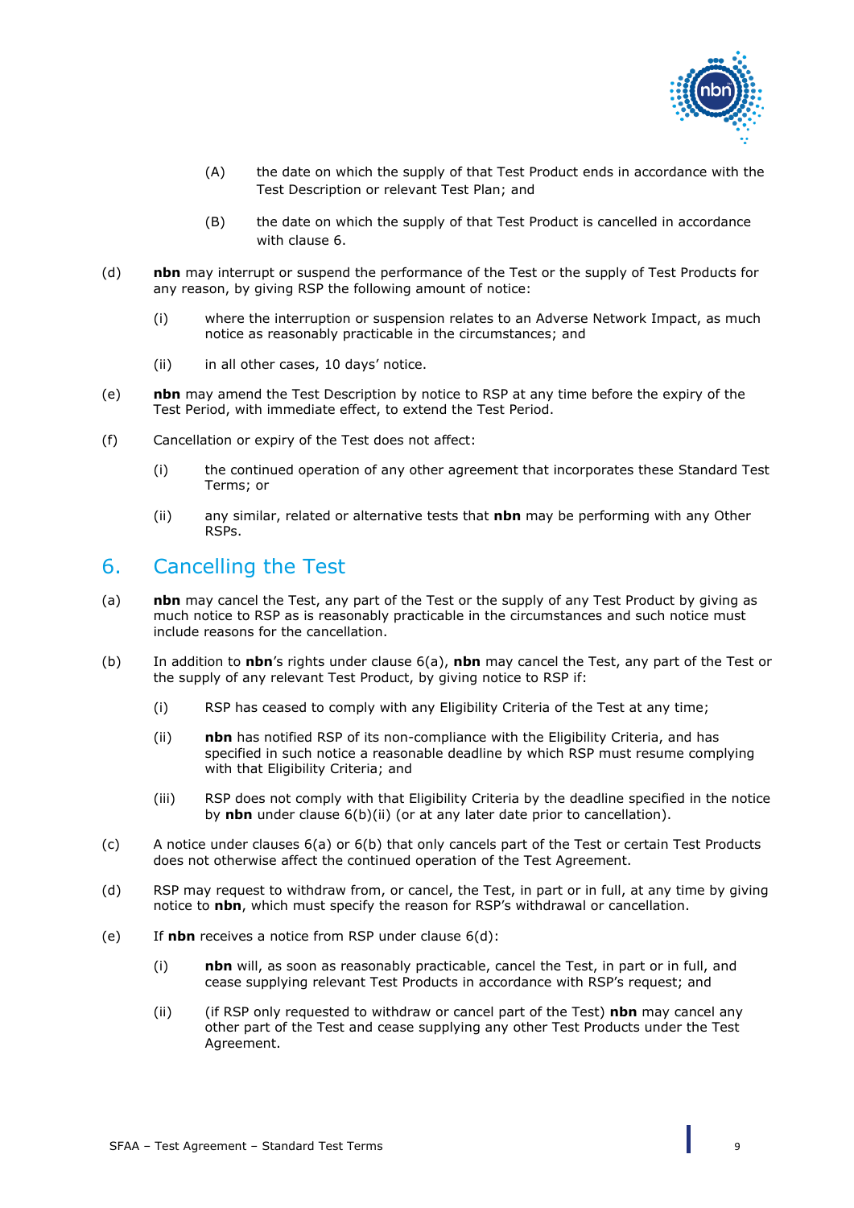(A) the date on which the supply of that Test Product ends in accordance with the Test Description or relevant Test Plan; and

(B) the date on which the supply of that Test Product is cancelled in accordance with clause 6.

(d) **nbn** may interrupt or suspend the performance of the Test or the supply of Test Products for any reason, by giving RSP the following amount of notice:

(i) where the interruption or suspension relates to an Adverse Network Impact, as much notice as reasonably practicable in the circumstances; and

(ii) in all other cases, 10 days' notice.

(e) **nbn** may amend the Test Description by notice to RSP at any time before the expiry of the Test Period, with immediate effect, to extend the Test Period.

(f) Cancellation or expiry of the Test does not affect:

(i) the continued operation of any other agreement that incorporates these Standard Test Terms; or

(ii) any similar, related or alternative tests that **nbn** may be performing with any Other RSPs.

## 6. Cancelling the Test

(a) **nbn** may cancel the Test, any part of the Test or the supply of any Test Product by giving as much notice to RSP as is reasonably practicable in the circumstances and such notice must include reasons for the cancellation.

(b) In addition to **nbn**'s rights under clause 6(a), **nbn** may cancel the Test, any part of the Test or the supply of any relevant Test Product, by giving notice to RSP if:

(i) RSP has ceased to comply with any Eligibility Criteria of the Test at any time;

(ii) **nbn** has notified RSP of its non-compliance with the Eligibility Criteria, and has specified in such notice a reasonable deadline by which RSP must resume complying with that Eligibility Criteria; and

(iii) RSP does not comply with that Eligibility Criteria by the deadline specified in the notice by **nbn** under clause 6(b)(ii) (or at any later date prior to cancellation).

(c) A notice under clauses 6(a) or 6(b) that only cancels part of the Test or certain Test Products does not otherwise affect the continued operation of the Test Agreement.

(d) RSP may request to withdraw from, or cancel, the Test, in part or in full, at any time by giving notice to **nbn**, which must specify the reason for RSP's withdrawal or cancellation.

(e) If **nbn** receives a notice from RSP under clause 6(d):

(i) **nbn** will, as soon as reasonably practicable, cancel the Test, in part or in full, and cease supplying relevant Test Products in accordance with RSP's request; and

(ii) (if RSP only requested to withdraw or cancel part of the Test) **nbn** may cancel any other part of the Test and cease supplying any other Test Products under the Test Agreement.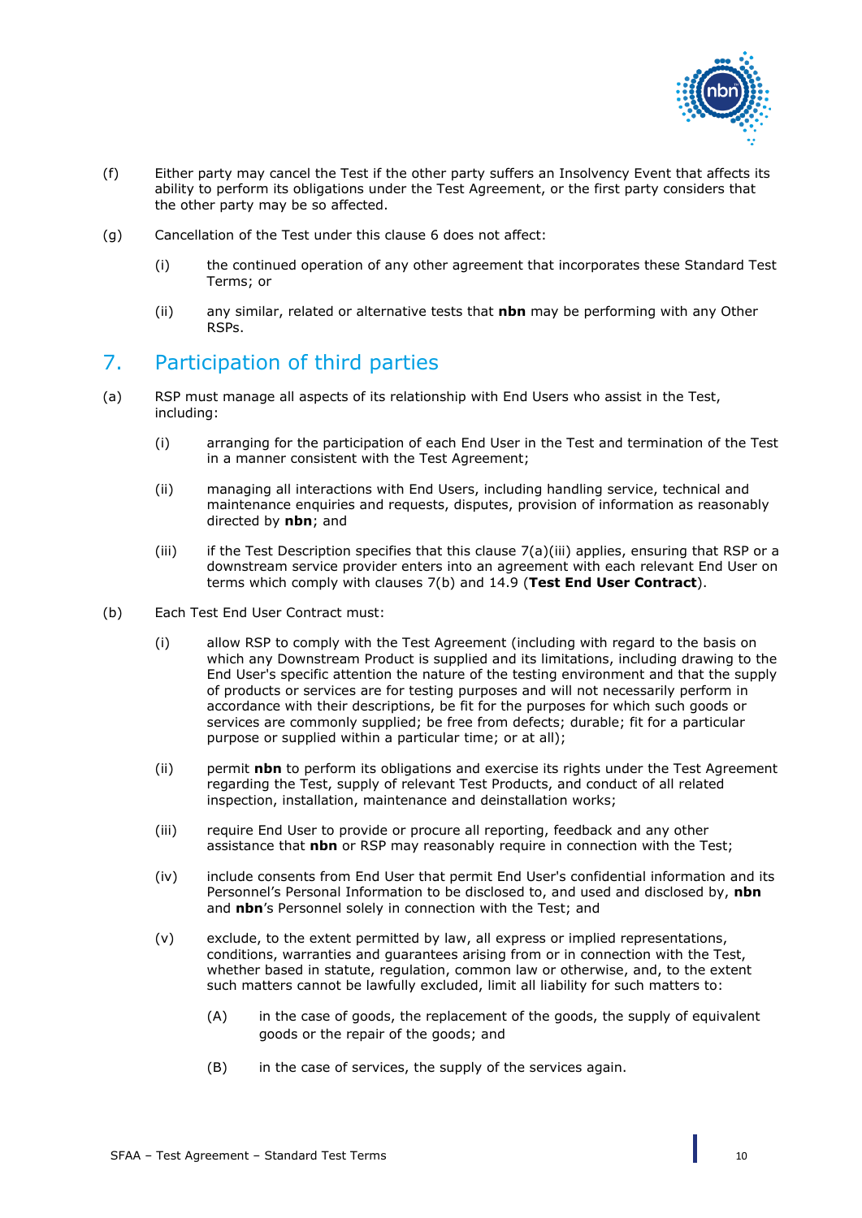(f) Either party may cancel the Test if the other party suffers an Insolvency Event that affects its ability to perform its obligations under the Test Agreement, or the first party considers that the other party may be so affected.

(g) Cancellation of the Test under this clause 6 does not affect:

(i) the continued operation of any other agreement that incorporates these Standard Test Terms; or

(ii) any similar, related or alternative tests that **nbn** may be performing with any Other RSPs.

## 7. Participation of third parties

(a) RSP must manage all aspects of its relationship with End Users who assist in the Test, including:

(i) arranging for the participation of each End User in the Test and termination of the Test in a manner consistent with the Test Agreement;

(ii) managing all interactions with End Users, including handling service, technical and maintenance enquiries and requests, disputes, provision of information as reasonably directed by **nbn**; and

(iii) if the Test Description specifies that this clause 7(a)(iii) applies, ensuring that RSP or a downstream service provider enters into an agreement with each relevant End User on terms which comply with clauses 7(b) and 14.9 (**Test End User Contract**).

(b) Each Test End User Contract must:

(i) allow RSP to comply with the Test Agreement (including with regard to the basis on which any Downstream Product is supplied and its limitations, including drawing to the End User's specific attention the nature of the testing environment and that the supply of products or services are for testing purposes and will not necessarily perform in accordance with their descriptions, be fit for the purposes for which such goods or services are commonly supplied; be free from defects; durable; fit for a particular purpose or supplied within a particular time; or at all);

(ii) permit **nbn** to perform its obligations and exercise its rights under the Test Agreement regarding the Test, supply of relevant Test Products, and conduct of all related inspection, installation, maintenance and deinstallation works;

(iii) require End User to provide or procure all reporting, feedback and any other assistance that **nbn** or RSP may reasonably require in connection with the Test;

(iv) include consents from End User that permit End User's confidential information and its Personnel's Personal Information to be disclosed to, and used and disclosed by, **nbn** and **nbn**'s Personnel solely in connection with the Test; and

(v) exclude, to the extent permitted by law, all express or implied representations, conditions, warranties and guarantees arising from or in connection with the Test, whether based in statute, regulation, common law or otherwise, and, to the extent such matters cannot be lawfully excluded, limit all liability for such matters to:

(A) in the case of goods, the replacement of the goods, the supply of equivalent goods or the repair of the goods; and

(B) in the case of services, the supply of the services again.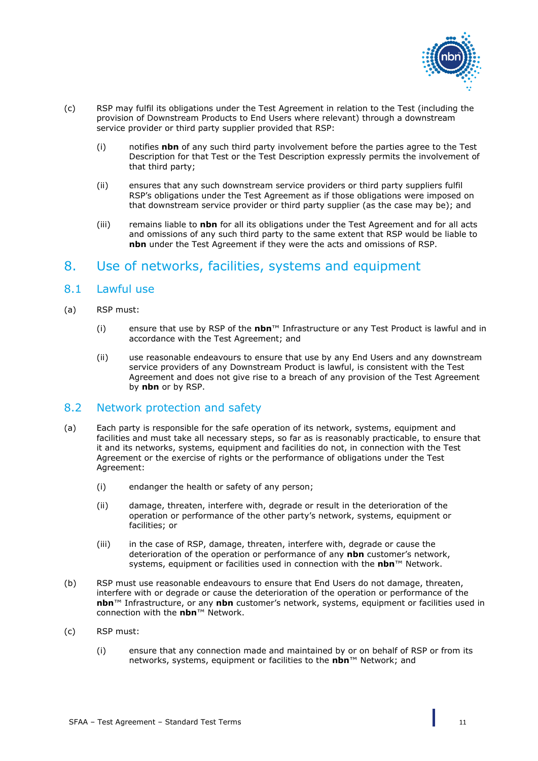(c) RSP may fulfil its obligations under the Test Agreement in relation to the Test (including the provision of Downstream Products to End Users where relevant) through a downstream service provider or third party supplier provided that RSP:

(i) notifies **nbn** of any such third party involvement before the parties agree to the Test Description for that Test or the Test Description expressly permits the involvement of that third party;

(ii) ensures that any such downstream service providers or third party suppliers fulfil RSP's obligations under the Test Agreement as if those obligations were imposed on that downstream service provider or third party supplier (as the case may be); and

(iii) remains liable to **nbn** for all its obligations under the Test Agreement and for all acts and omissions of any such third party to the same extent that RSP would be liable to **nbn** under the Test Agreement if they were the acts and omissions of RSP.

# 8. Use of networks, facilities, systems and equipment

## 8.1 Lawful use

(a) RSP must:

(i) ensure that use by RSP of the **nbn**™ Infrastructure or any Test Product is lawful and in accordance with the Test Agreement; and

(ii) use reasonable endeavours to ensure that use by any End Users and any downstream service providers of any Downstream Product is lawful, is consistent with the Test Agreement and does not give rise to a breach of any provision of the Test Agreement by **nbn** or by RSP.

## 8.2 Network protection and safety

(a) Each party is responsible for the safe operation of its network, systems, equipment and facilities and must take all necessary steps, so far as is reasonably practicable, to ensure that it and its networks, systems, equipment and facilities do not, in connection with the Test Agreement or the exercise of rights or the performance of obligations under the Test Agreement:

(i) endanger the health or safety of any person;

(ii) damage, threaten, interfere with, degrade or result in the deterioration of the operation or performance of the other party's network, systems, equipment or facilities; or

(iii) in the case of RSP, damage, threaten, interfere with, degrade or cause the deterioration of the operation or performance of any **nbn** customer's network, systems, equipment or facilities used in connection with the **nbn**™ Network.

(b) RSP must use reasonable endeavours to ensure that End Users do not damage, threaten, interfere with or degrade or cause the deterioration of the operation or performance of the **nbn**™ Infrastructure, or any **nbn** customer's network, systems, equipment or facilities used in connection with the **nbn**™ Network.

(c) RSP must:

(i) ensure that any connection made and maintained by or on behalf of RSP or from its networks, systems, equipment or facilities to the **nbn**™ Network; and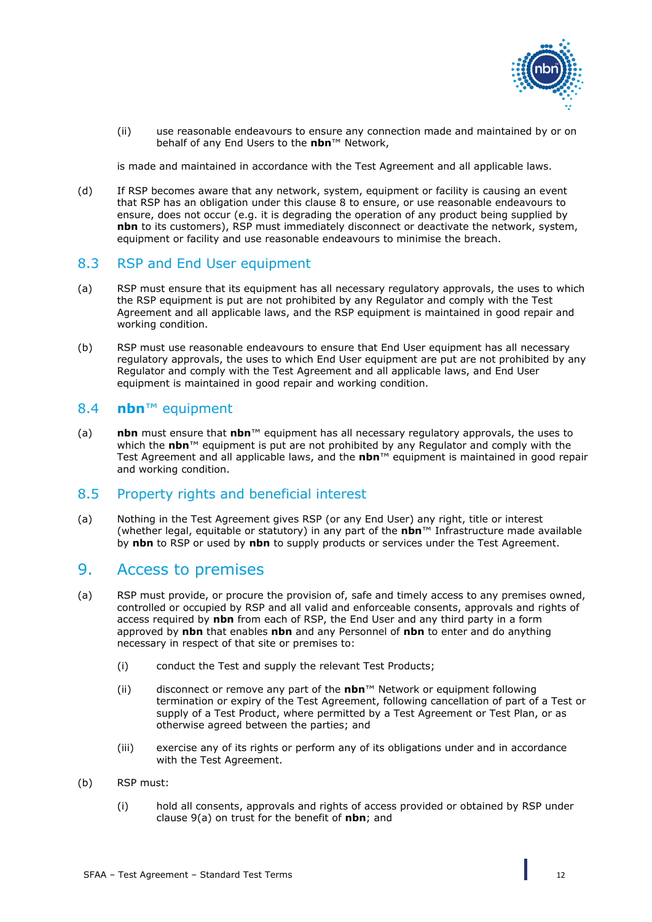(ii) use reasonable endeavours to ensure any connection made and maintained by or on behalf of any End Users to the **nbn**™ Network,

is made and maintained in accordance with the Test Agreement and all applicable laws.

(d) If RSP becomes aware that any network, system, equipment or facility is causing an event that RSP has an obligation under this clause 8 to ensure, or use reasonable endeavours to ensure, does not occur (e.g. it is degrading the operation of any product being supplied by **nbn** to its customers), RSP must immediately disconnect or deactivate the network, system, equipment or facility and use reasonable endeavours to minimise the breach.

## 8.3 RSP and End User equipment

(a) RSP must ensure that its equipment has all necessary regulatory approvals, the uses to which the RSP equipment is put are not prohibited by any Regulator and comply with the Test Agreement and all applicable laws, and the RSP equipment is maintained in good repair and working condition.

(b) RSP must use reasonable endeavours to ensure that End User equipment has all necessary regulatory approvals, the uses to which End User equipment are put are not prohibited by any Regulator and comply with the Test Agreement and all applicable laws, and End User equipment is maintained in good repair and working condition.

## 8.4 **nbn**™ equipment

(a) **nbn** must ensure that **nbn**™ equipment has all necessary regulatory approvals, the uses to which the **nbn**™ equipment is put are not prohibited by any Regulator and comply with the Test Agreement and all applicable laws, and the **nbn**™ equipment is maintained in good repair and working condition.

## 8.5 Property rights and beneficial interest

(a) Nothing in the Test Agreement gives RSP (or any End User) any right, title or interest (whether legal, equitable or statutory) in any part of the **nbn**™ Infrastructure made available by **nbn** to RSP or used by **nbn** to supply products or services under the Test Agreement.

# 9. Access to premises

(a) RSP must provide, or procure the provision of, safe and timely access to any premises owned, controlled or occupied by RSP and all valid and enforceable consents, approvals and rights of access required by **nbn** from each of RSP, the End User and any third party in a form approved by **nbn** that enables **nbn** and any Personnel of **nbn** to enter and do anything necessary in respect of that site or premises to:

(i) conduct the Test and supply the relevant Test Products;

(ii) disconnect or remove any part of the **nbn**™ Network or equipment following termination or expiry of the Test Agreement, following cancellation of part of a Test or supply of a Test Product, where permitted by a Test Agreement or Test Plan, or as otherwise agreed between the parties; and

(iii) exercise any of its rights or perform any of its obligations under and in accordance with the Test Agreement.

(b) RSP must:

(i) hold all consents, approvals and rights of access provided or obtained by RSP under clause 9(a) on trust for the benefit of **nbn**; and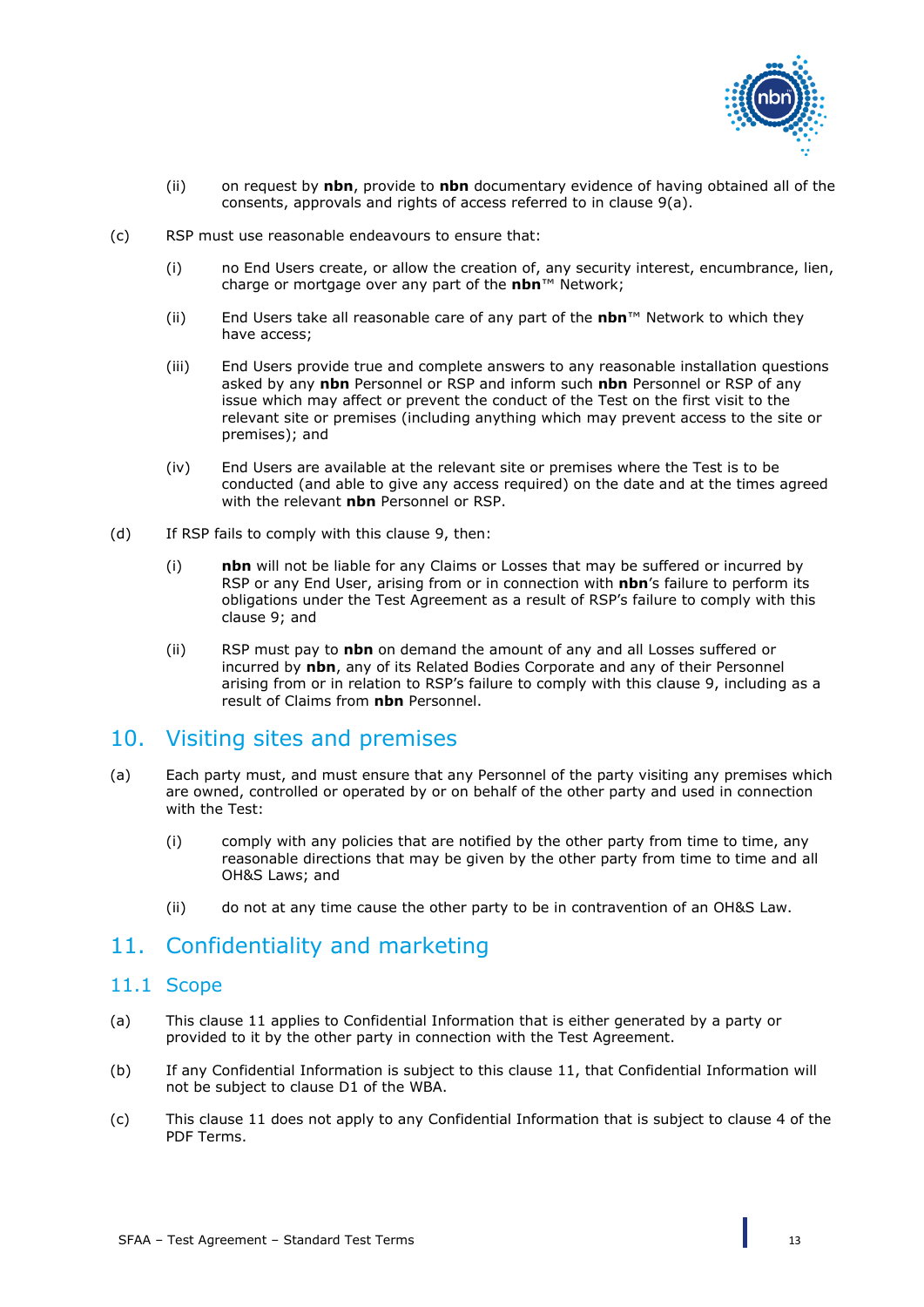(ii) on request by **nbn**, provide to **nbn** documentary evidence of having obtained all of the consents, approvals and rights of access referred to in clause 9(a).

(c) RSP must use reasonable endeavours to ensure that:

(i) no End Users create, or allow the creation of, any security interest, encumbrance, lien, charge or mortgage over any part of the **nbn**™ Network;

(ii) End Users take all reasonable care of any part of the **nbn**™ Network to which they have access;

(iii) End Users provide true and complete answers to any reasonable installation questions asked by any **nbn** Personnel or RSP and inform such **nbn** Personnel or RSP of any issue which may affect or prevent the conduct of the Test on the first visit to the relevant site or premises (including anything which may prevent access to the site or premises); and

(iv) End Users are available at the relevant site or premises where the Test is to be conducted (and able to give any access required) on the date and at the times agreed with the relevant **nbn** Personnel or RSP.

(d) If RSP fails to comply with this clause 9, then:

(i) **nbn** will not be liable for any Claims or Losses that may be suffered or incurred by RSP or any End User, arising from or in connection with **nbn**'s failure to perform its obligations under the Test Agreement as a result of RSP's failure to comply with this clause 9; and

(ii) RSP must pay to **nbn** on demand the amount of any and all Losses suffered or incurred by **nbn**, any of its Related Bodies Corporate and any of their Personnel arising from or in relation to RSP's failure to comply with this clause 9, including as a result of Claims from **nbn** Personnel.

# 10. Visiting sites and premises

(a) Each party must, and must ensure that any Personnel of the party visiting any premises which are owned, controlled or operated by or on behalf of the other party and used in connection with the Test:

(i) comply with any policies that are notified by the other party from time to time, any reasonable directions that may be given by the other party from time to time and all OH&S Laws; and

(ii) do not at any time cause the other party to be in contravention of an OH&S Law.

# 11. Confidentiality and marketing

## 11.1 Scope

(a) This clause 11 applies to Confidential Information that is either generated by a party or provided to it by the other party in connection with the Test Agreement.

(b) If any Confidential Information is subject to this clause 11, that Confidential Information will not be subject to clause D1 of the WBA.

(c) This clause 11 does not apply to any Confidential Information that is subject to clause 4 of the PDF Terms.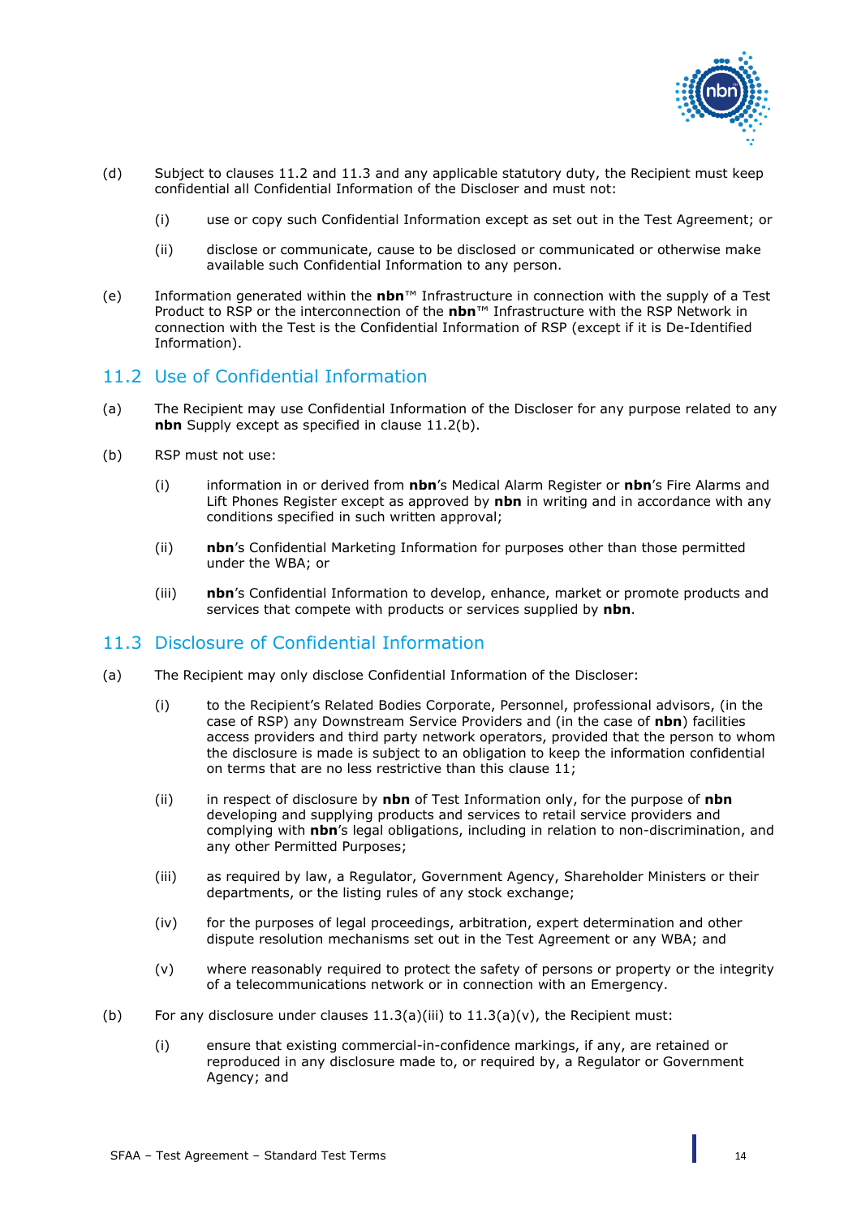(d) Subject to clauses 11.2 and 11.3 and any applicable statutory duty, the Recipient must keep confidential all Confidential Information of the Discloser and must not:

(i) use or copy such Confidential Information except as set out in the Test Agreement; or

(ii) disclose or communicate, cause to be disclosed or communicated or otherwise make available such Confidential Information to any person.

(e) Information generated within the **nbn**™ Infrastructure in connection with the supply of a Test Product to RSP or the interconnection of the **nbn**™ Infrastructure with the RSP Network in connection with the Test is the Confidential Information of RSP (except if it is De-Identified Information).

## 11.2 Use of Confidential Information

(a) The Recipient may use Confidential Information of the Discloser for any purpose related to any **nbn** Supply except as specified in clause 11.2(b).

(b) RSP must not use:

(i) information in or derived from **nbn**'s Medical Alarm Register or **nbn**'s Fire Alarms and Lift Phones Register except as approved by **nbn** in writing and in accordance with any conditions specified in such written approval;

(ii) **nbn**'s Confidential Marketing Information for purposes other than those permitted under the WBA; or

(iii) **nbn**'s Confidential Information to develop, enhance, market or promote products and services that compete with products or services supplied by **nbn**.

## 11.3 Disclosure of Confidential Information

(a) The Recipient may only disclose Confidential Information of the Discloser:

(i) to the Recipient's Related Bodies Corporate, Personnel, professional advisors, (in the case of RSP) any Downstream Service Providers and (in the case of **nbn**) facilities access providers and third party network operators, provided that the person to whom the disclosure is made is subject to an obligation to keep the information confidential on terms that are no less restrictive than this clause 11;

(ii) in respect of disclosure by **nbn** of Test Information only, for the purpose of **nbn** developing and supplying products and services to retail service providers and complying with **nbn**'s legal obligations, including in relation to non-discrimination, and any other Permitted Purposes;

(iii) as required by law, a Regulator, Government Agency, Shareholder Ministers or their departments, or the listing rules of any stock exchange;

(iv) for the purposes of legal proceedings, arbitration, expert determination and other dispute resolution mechanisms set out in the Test Agreement or any WBA; and

(v) where reasonably required to protect the safety of persons or property or the integrity of a telecommunications network or in connection with an Emergency.

(b) For any disclosure under clauses 11.3(a)(iii) to 11.3(a)(v), the Recipient must:

(i) ensure that existing commercial-in-confidence markings, if any, are retained or reproduced in any disclosure made to, or required by, a Regulator or Government Agency; and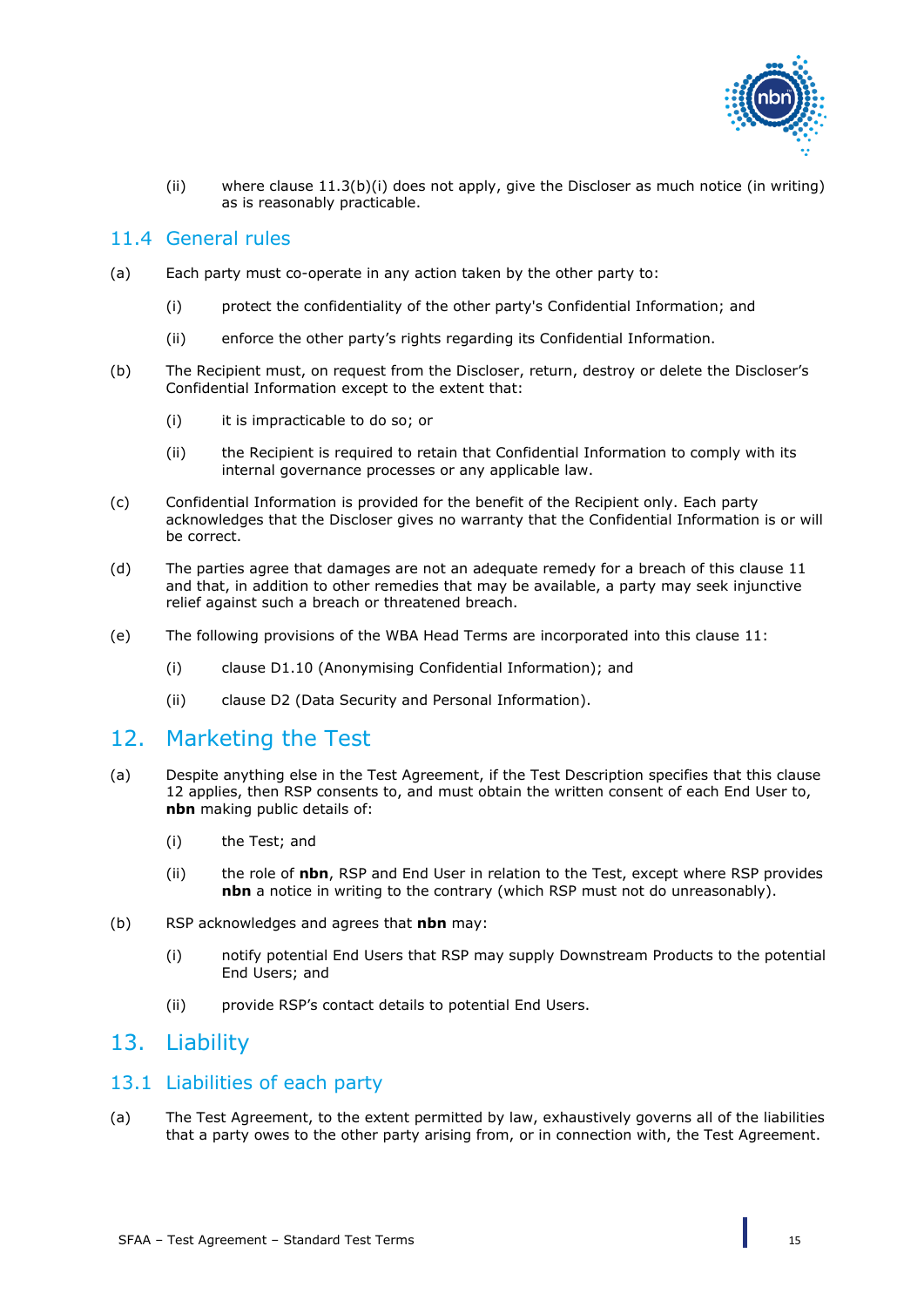(ii) where clause 11.3(b)(i) does not apply, give the Discloser as much notice (in writing) as is reasonably practicable.

## 11.4 General rules

(a) Each party must co-operate in any action taken by the other party to:

(i) protect the confidentiality of the other party's Confidential Information; and

(ii) enforce the other party's rights regarding its Confidential Information.

(b) The Recipient must, on request from the Discloser, return, destroy or delete the Discloser's Confidential Information except to the extent that:

(i) it is impracticable to do so; or

(ii) the Recipient is required to retain that Confidential Information to comply with its internal governance processes or any applicable law.

(c) Confidential Information is provided for the benefit of the Recipient only. Each party acknowledges that the Discloser gives no warranty that the Confidential Information is or will be correct.

(d) The parties agree that damages are not an adequate remedy for a breach of this clause 11 and that, in addition to other remedies that may be available, a party may seek injunctive relief against such a breach or threatened breach.

(e) The following provisions of the WBA Head Terms are incorporated into this clause 11:

(i) clause D1.10 (Anonymising Confidential Information); and

(ii) clause D2 (Data Security and Personal Information).

# 12. Marketing the Test

(a) Despite anything else in the Test Agreement, if the Test Description specifies that this clause 12 applies, then RSP consents to, and must obtain the written consent of each End User to, **nbn** making public details of:

(i) the Test; and

(ii) the role of **nbn**, RSP and End User in relation to the Test, except where RSP provides **nbn** a notice in writing to the contrary (which RSP must not do unreasonably).

(b) RSP acknowledges and agrees that **nbn** may:

(i) notify potential End Users that RSP may supply Downstream Products to the potential End Users; and

(ii) provide RSP's contact details to potential End Users.

# 13. Liability

## 13.1 Liabilities of each party

(a) The Test Agreement, to the extent permitted by law, exhaustively governs all of the liabilities that a party owes to the other party arising from, or in connection with, the Test Agreement.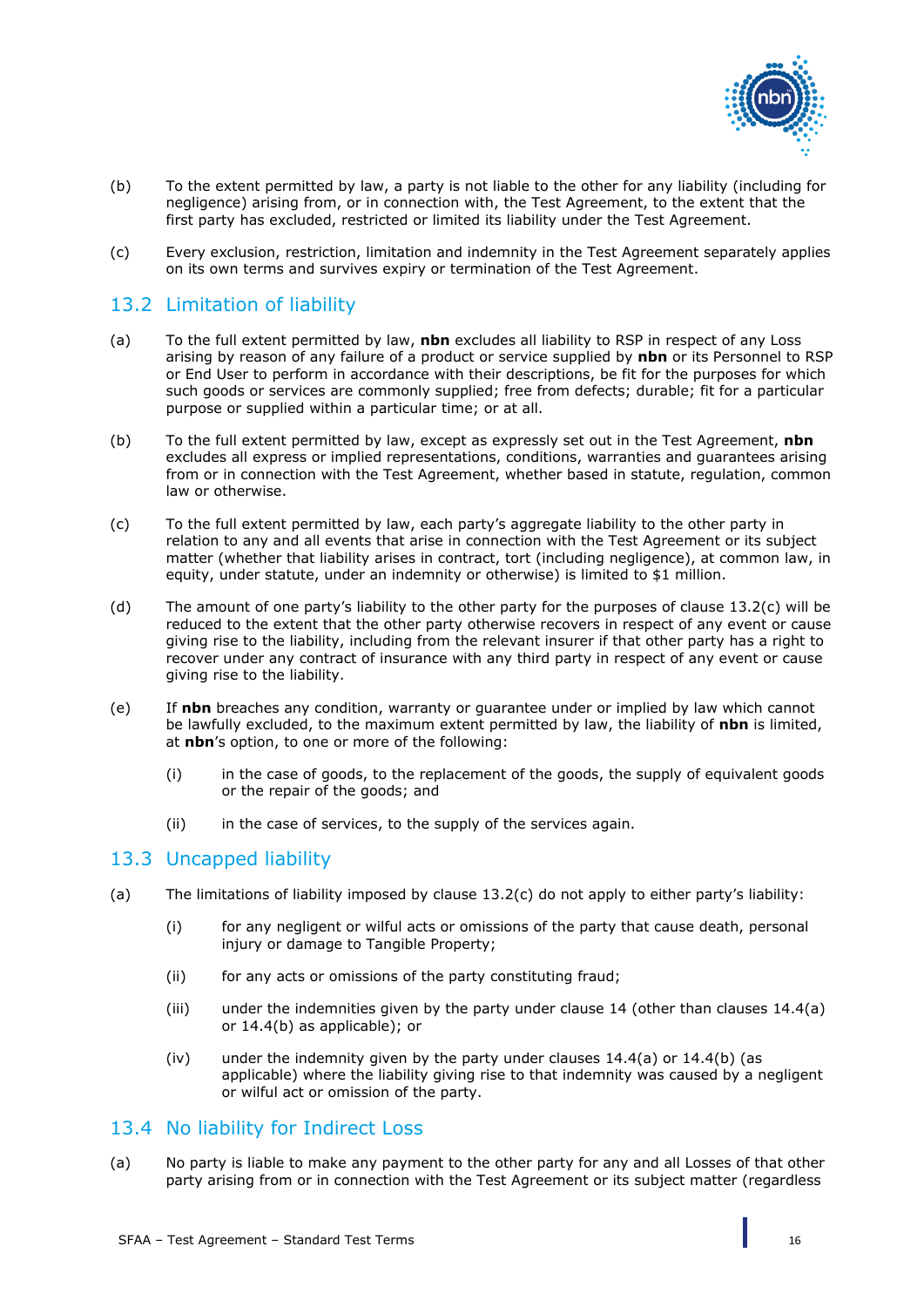(b) To the extent permitted by law, a party is not liable to the other for any liability (including for negligence) arising from, or in connection with, the Test Agreement, to the extent that the first party has excluded, restricted or limited its liability under the Test Agreement.

(c) Every exclusion, restriction, limitation and indemnity in the Test Agreement separately applies on its own terms and survives expiry or termination of the Test Agreement.

## 13.2 Limitation of liability

(a) To the full extent permitted by law, **nbn** excludes all liability to RSP in respect of any Loss arising by reason of any failure of a product or service supplied by **nbn** or its Personnel to RSP or End User to perform in accordance with their descriptions, be fit for the purposes for which such goods or services are commonly supplied; free from defects; durable; fit for a particular purpose or supplied within a particular time; or at all.

(b) To the full extent permitted by law, except as expressly set out in the Test Agreement, **nbn** excludes all express or implied representations, conditions, warranties and guarantees arising from or in connection with the Test Agreement, whether based in statute, regulation, common law or otherwise.

(c) To the full extent permitted by law, each party's aggregate liability to the other party in relation to any and all events that arise in connection with the Test Agreement or its subject matter (whether that liability arises in contract, tort (including negligence), at common law, in equity, under statute, under an indemnity or otherwise) is limited to $1 million.

(d) The amount of one party's liability to the other party for the purposes of clause 13.2(c) will be reduced to the extent that the other party otherwise recovers in respect of any event or cause giving rise to the liability, including from the relevant insurer if that other party has a right to recover under any contract of insurance with any third party in respect of any event or cause giving rise to the liability.

(e) If **nbn** breaches any condition, warranty or guarantee under or implied by law which cannot be lawfully excluded, to the maximum extent permitted by law, the liability of **nbn** is limited, at **nbn**'s option, to one or more of the following:

  (i) in the case of goods, to the replacement of the goods, the supply of equivalent goods or the repair of the goods; and

  (ii) in the case of services, to the supply of the services again.

## 13.3 Uncapped liability

(a) The limitations of liability imposed by clause 13.2(c) do not apply to either party's liability:

  (i) for any negligent or wilful acts or omissions of the party that cause death, personal injury or damage to Tangible Property;

  (ii) for any acts or omissions of the party constituting fraud;

  (iii) under the indemnities given by the party under clause 14 (other than clauses 14.4(a) or 14.4(b) as applicable); or

  (iv) under the indemnity given by the party under clauses 14.4(a) or 14.4(b) (as applicable) where the liability giving rise to that indemnity was caused by a negligent or wilful act or omission of the party.

## 13.4 No liability for Indirect Loss

(a) No party is liable to make any payment to the other party for any and all Losses of that other party arising from or in connection with the Test Agreement or its subject matter (regardless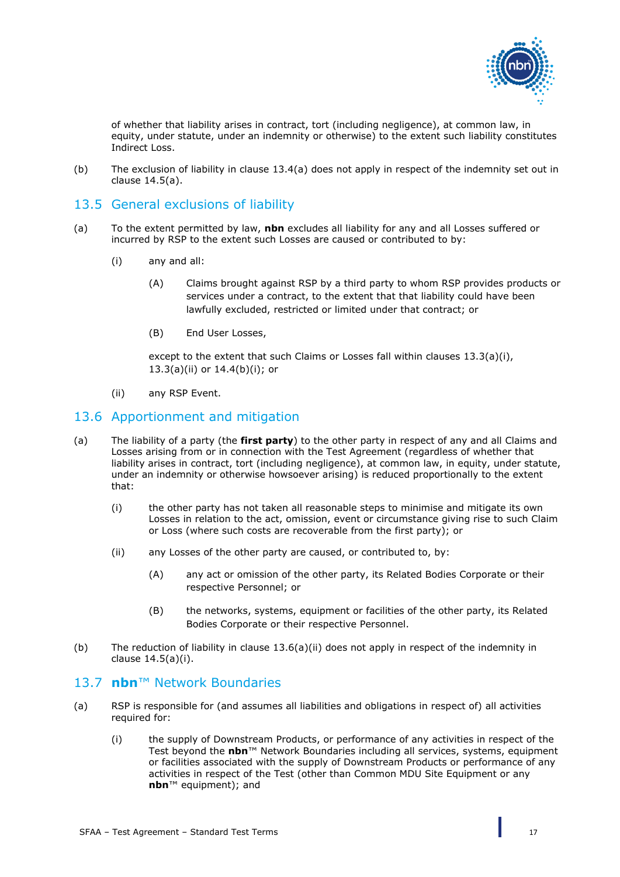of whether that liability arises in contract, tort (including negligence), at common law, in equity, under statute, under an indemnity or otherwise) to the extent such liability constitutes Indirect Loss.

(b) The exclusion of liability in clause 13.4(a) does not apply in respect of the indemnity set out in clause 14.5(a).

## 13.5 General exclusions of liability

(a) To the extent permitted by law, **nbn** excludes all liability for any and all Losses suffered or incurred by RSP to the extent such Losses are caused or contributed to by:

(i) any and all:

(A) Claims brought against RSP by a third party to whom RSP provides products or services under a contract, to the extent that that liability could have been lawfully excluded, restricted or limited under that contract; or

(B) End User Losses,

except to the extent that such Claims or Losses fall within clauses 13.3(a)(i), 13.3(a)(ii) or 14.4(b)(i); or

(ii) any RSP Event.

## 13.6 Apportionment and mitigation

(a) The liability of a party (the **first party**) to the other party in respect of any and all Claims and Losses arising from or in connection with the Test Agreement (regardless of whether that liability arises in contract, tort (including negligence), at common law, in equity, under statute, under an indemnity or otherwise howsoever arising) is reduced proportionally to the extent that:

(i) the other party has not taken all reasonable steps to minimise and mitigate its own Losses in relation to the act, omission, event or circumstance giving rise to such Claim or Loss (where such costs are recoverable from the first party); or

(ii) any Losses of the other party are caused, or contributed to, by:

(A) any act or omission of the other party, its Related Bodies Corporate or their respective Personnel; or

(B) the networks, systems, equipment or facilities of the other party, its Related Bodies Corporate or their respective Personnel.

(b) The reduction of liability in clause 13.6(a)(ii) does not apply in respect of the indemnity in clause 14.5(a)(i).

## 13.7 nbn™ Network Boundaries

(a) RSP is responsible for (and assumes all liabilities and obligations in respect of) all activities required for:

(i) the supply of Downstream Products, or performance of any activities in respect of the Test beyond the **nbn**™ Network Boundaries including all services, systems, equipment or facilities associated with the supply of Downstream Products or performance of any activities in respect of the Test (other than Common MDU Site Equipment or any **nbn**™ equipment); and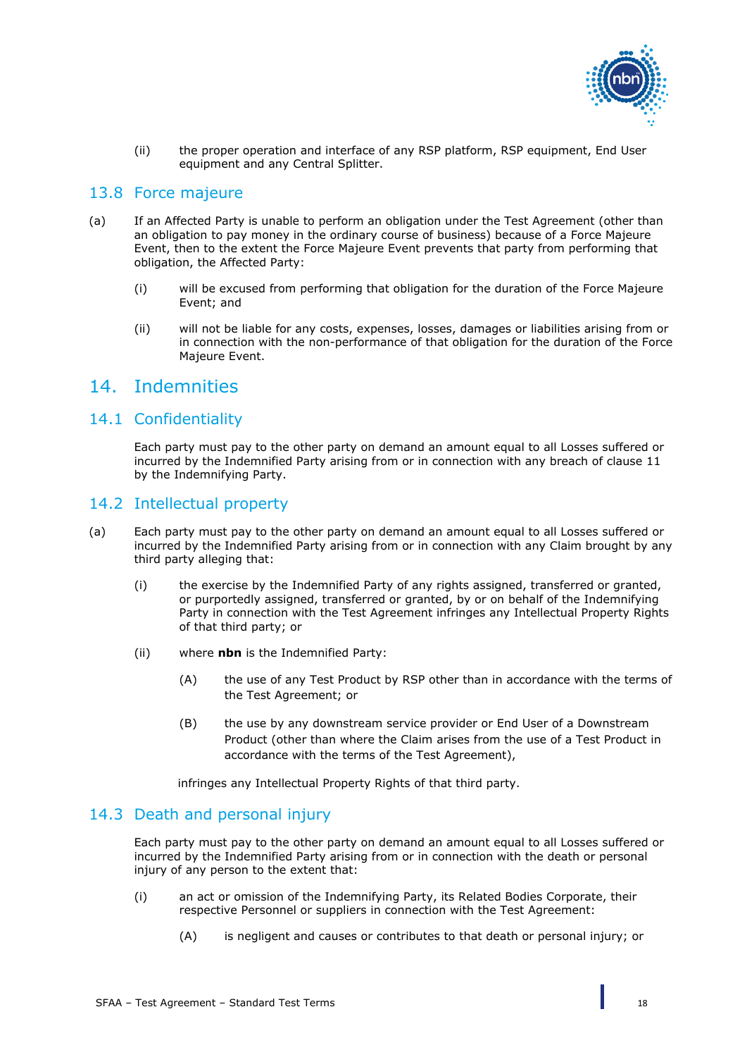(ii) the proper operation and interface of any RSP platform, RSP equipment, End User equipment and any Central Splitter.

## 13.8 Force majeure

(a) If an Affected Party is unable to perform an obligation under the Test Agreement (other than an obligation to pay money in the ordinary course of business) because of a Force Majeure Event, then to the extent the Force Majeure Event prevents that party from performing that obligation, the Affected Party:

(i) will be excused from performing that obligation for the duration of the Force Majeure Event; and

(ii) will not be liable for any costs, expenses, losses, damages or liabilities arising from or in connection with the non-performance of that obligation for the duration of the Force Majeure Event.

# 14. Indemnities

## 14.1 Confidentiality

Each party must pay to the other party on demand an amount equal to all Losses suffered or incurred by the Indemnified Party arising from or in connection with any breach of clause 11 by the Indemnifying Party.

## 14.2 Intellectual property

(a) Each party must pay to the other party on demand an amount equal to all Losses suffered or incurred by the Indemnified Party arising from or in connection with any Claim brought by any third party alleging that:

(i) the exercise by the Indemnified Party of any rights assigned, transferred or granted, or purportedly assigned, transferred or granted, by or on behalf of the Indemnifying Party in connection with the Test Agreement infringes any Intellectual Property Rights of that third party; or

(ii) where **nbn** is the Indemnified Party:

(A) the use of any Test Product by RSP other than in accordance with the terms of the Test Agreement; or

(B) the use by any downstream service provider or End User of a Downstream Product (other than where the Claim arises from the use of a Test Product in accordance with the terms of the Test Agreement),

infringes any Intellectual Property Rights of that third party.

## 14.3 Death and personal injury

Each party must pay to the other party on demand an amount equal to all Losses suffered or incurred by the Indemnified Party arising from or in connection with the death or personal injury of any person to the extent that:

(i) an act or omission of the Indemnifying Party, its Related Bodies Corporate, their respective Personnel or suppliers in connection with the Test Agreement:

(A) is negligent and causes or contributes to that death or personal injury; or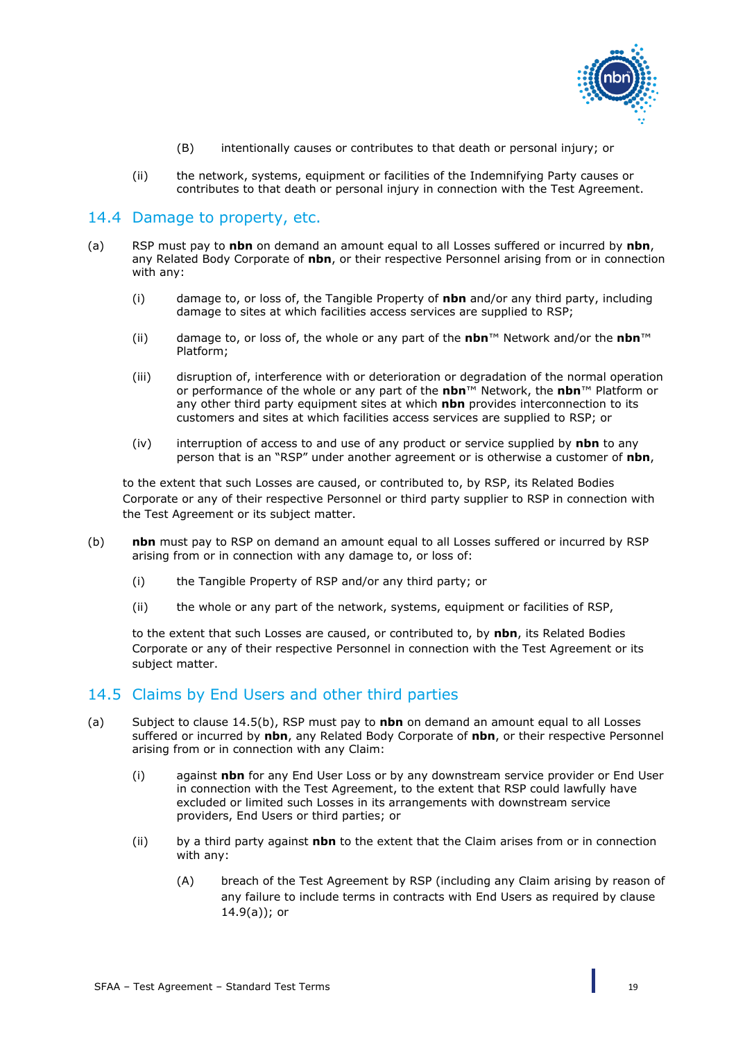(B) intentionally causes or contributes to that death or personal injury; or

(ii) the network, systems, equipment or facilities of the Indemnifying Party causes or contributes to that death or personal injury in connection with the Test Agreement.

## 14.4 Damage to property, etc.

(a) RSP must pay to **nbn** on demand an amount equal to all Losses suffered or incurred by **nbn**, any Related Body Corporate of **nbn**, or their respective Personnel arising from or in connection with any:

(i) damage to, or loss of, the Tangible Property of **nbn** and/or any third party, including damage to sites at which facilities access services are supplied to RSP;

(ii) damage to, or loss of, the whole or any part of the **nbn**™ Network and/or the **nbn**™ Platform;

(iii) disruption of, interference with or deterioration or degradation of the normal operation or performance of the whole or any part of the **nbn**™ Network, the **nbn**™ Platform or any other third party equipment sites at which **nbn** provides interconnection to its customers and sites at which facilities access services are supplied to RSP; or

(iv) interruption of access to and use of any product or service supplied by **nbn** to any person that is an "RSP" under another agreement or is otherwise a customer of **nbn**,

to the extent that such Losses are caused, or contributed to, by RSP, its Related Bodies Corporate or any of their respective Personnel or third party supplier to RSP in connection with the Test Agreement or its subject matter.

(b) **nbn** must pay to RSP on demand an amount equal to all Losses suffered or incurred by RSP arising from or in connection with any damage to, or loss of:

(i) the Tangible Property of RSP and/or any third party; or

(ii) the whole or any part of the network, systems, equipment or facilities of RSP,

to the extent that such Losses are caused, or contributed to, by **nbn**, its Related Bodies Corporate or any of their respective Personnel in connection with the Test Agreement or its subject matter.

## 14.5 Claims by End Users and other third parties

(a) Subject to clause 14.5(b), RSP must pay to **nbn** on demand an amount equal to all Losses suffered or incurred by **nbn**, any Related Body Corporate of **nbn**, or their respective Personnel arising from or in connection with any Claim:

(i) against **nbn** for any End User Loss or by any downstream service provider or End User in connection with the Test Agreement, to the extent that RSP could lawfully have excluded or limited such Losses in its arrangements with downstream service providers, End Users or third parties; or

(ii) by a third party against **nbn** to the extent that the Claim arises from or in connection with any:

(A) breach of the Test Agreement by RSP (including any Claim arising by reason of any failure to include terms in contracts with End Users as required by clause 14.9(a)); or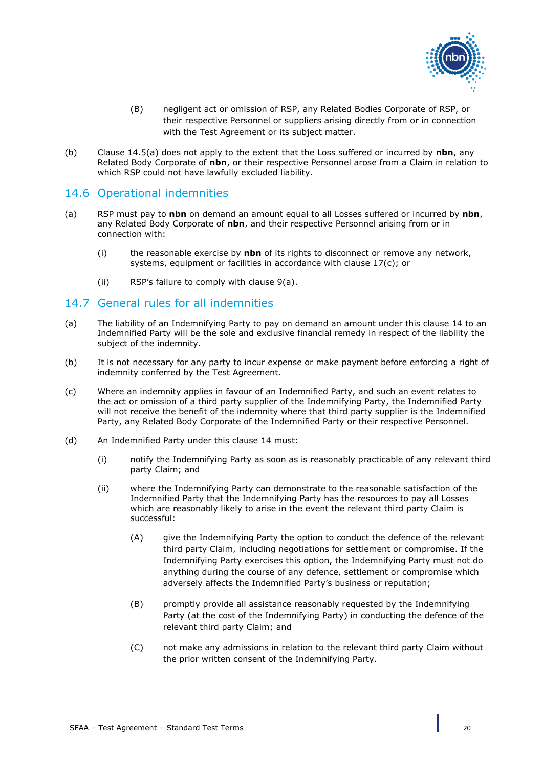(B) negligent act or omission of RSP, any Related Bodies Corporate of RSP, or their respective Personnel or suppliers arising directly from or in connection with the Test Agreement or its subject matter.

(b) Clause 14.5(a) does not apply to the extent that the Loss suffered or incurred by **nbn**, any Related Body Corporate of **nbn**, or their respective Personnel arose from a Claim in relation to which RSP could not have lawfully excluded liability.

## 14.6 Operational indemnities

(a) RSP must pay to **nbn** on demand an amount equal to all Losses suffered or incurred by **nbn**, any Related Body Corporate of **nbn**, and their respective Personnel arising from or in connection with:

(i) the reasonable exercise by **nbn** of its rights to disconnect or remove any network, systems, equipment or facilities in accordance with clause 17(c); or

(ii) RSP's failure to comply with clause 9(a).

## 14.7 General rules for all indemnities

(a) The liability of an Indemnifying Party to pay on demand an amount under this clause 14 to an Indemnified Party will be the sole and exclusive financial remedy in respect of the liability the subject of the indemnity.

(b) It is not necessary for any party to incur expense or make payment before enforcing a right of indemnity conferred by the Test Agreement.

(c) Where an indemnity applies in favour of an Indemnified Party, and such an event relates to the act or omission of a third party supplier of the Indemnifying Party, the Indemnified Party will not receive the benefit of the indemnity where that third party supplier is the Indemnified Party, any Related Body Corporate of the Indemnified Party or their respective Personnel.

(d) An Indemnified Party under this clause 14 must:

(i) notify the Indemnifying Party as soon as is reasonably practicable of any relevant third party Claim; and

(ii) where the Indemnifying Party can demonstrate to the reasonable satisfaction of the Indemnified Party that the Indemnifying Party has the resources to pay all Losses which are reasonably likely to arise in the event the relevant third party Claim is successful:

(A) give the Indemnifying Party the option to conduct the defence of the relevant third party Claim, including negotiations for settlement or compromise. If the Indemnifying Party exercises this option, the Indemnifying Party must not do anything during the course of any defence, settlement or compromise which adversely affects the Indemnified Party's business or reputation;

(B) promptly provide all assistance reasonably requested by the Indemnifying Party (at the cost of the Indemnifying Party) in conducting the defence of the relevant third party Claim; and

(C) not make any admissions in relation to the relevant third party Claim without the prior written consent of the Indemnifying Party.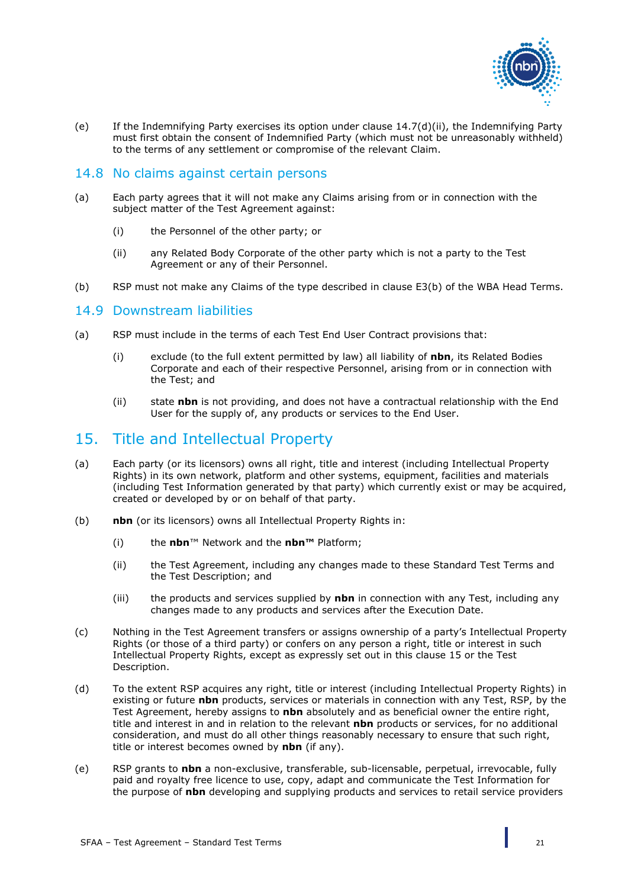(e) If the Indemnifying Party exercises its option under clause 14.7(d)(ii), the Indemnifying Party must first obtain the consent of Indemnified Party (which must not be unreasonably withheld) to the terms of any settlement or compromise of the relevant Claim.

## 14.8 No claims against certain persons

(a) Each party agrees that it will not make any Claims arising from or in connection with the subject matter of the Test Agreement against:

 (i) the Personnel of the other party; or

 (ii) any Related Body Corporate of the other party which is not a party to the Test Agreement or any of their Personnel.

(b) RSP must not make any Claims of the type described in clause E3(b) of the WBA Head Terms.

## 14.9 Downstream liabilities

(a) RSP must include in the terms of each Test End User Contract provisions that:

 (i) exclude (to the full extent permitted by law) all liability of **nbn**, its Related Bodies Corporate and each of their respective Personnel, arising from or in connection with the Test; and

 (ii) state **nbn** is not providing, and does not have a contractual relationship with the End User for the supply of, any products or services to the End User.

# 15. Title and Intellectual Property

(a) Each party (or its licensors) owns all right, title and interest (including Intellectual Property Rights) in its own network, platform and other systems, equipment, facilities and materials (including Test Information generated by that party) which currently exist or may be acquired, created or developed by or on behalf of that party.

(b) **nbn** (or its licensors) owns all Intellectual Property Rights in:

 (i) the **nbn**™ Network and the **nbn™** Platform;

 (ii) the Test Agreement, including any changes made to these Standard Test Terms and the Test Description; and

 (iii) the products and services supplied by **nbn** in connection with any Test, including any changes made to any products and services after the Execution Date.

(c) Nothing in the Test Agreement transfers or assigns ownership of a party's Intellectual Property Rights (or those of a third party) or confers on any person a right, title or interest in such Intellectual Property Rights, except as expressly set out in this clause 15 or the Test Description.

(d) To the extent RSP acquires any right, title or interest (including Intellectual Property Rights) in existing or future **nbn** products, services or materials in connection with any Test, RSP, by the Test Agreement, hereby assigns to **nbn** absolutely and as beneficial owner the entire right, title and interest in and in relation to the relevant **nbn** products or services, for no additional consideration, and must do all other things reasonably necessary to ensure that such right, title or interest becomes owned by **nbn** (if any).

(e) RSP grants to **nbn** a non-exclusive, transferable, sub-licensable, perpetual, irrevocable, fully paid and royalty free licence to use, copy, adapt and communicate the Test Information for the purpose of **nbn** developing and supplying products and services to retail service providers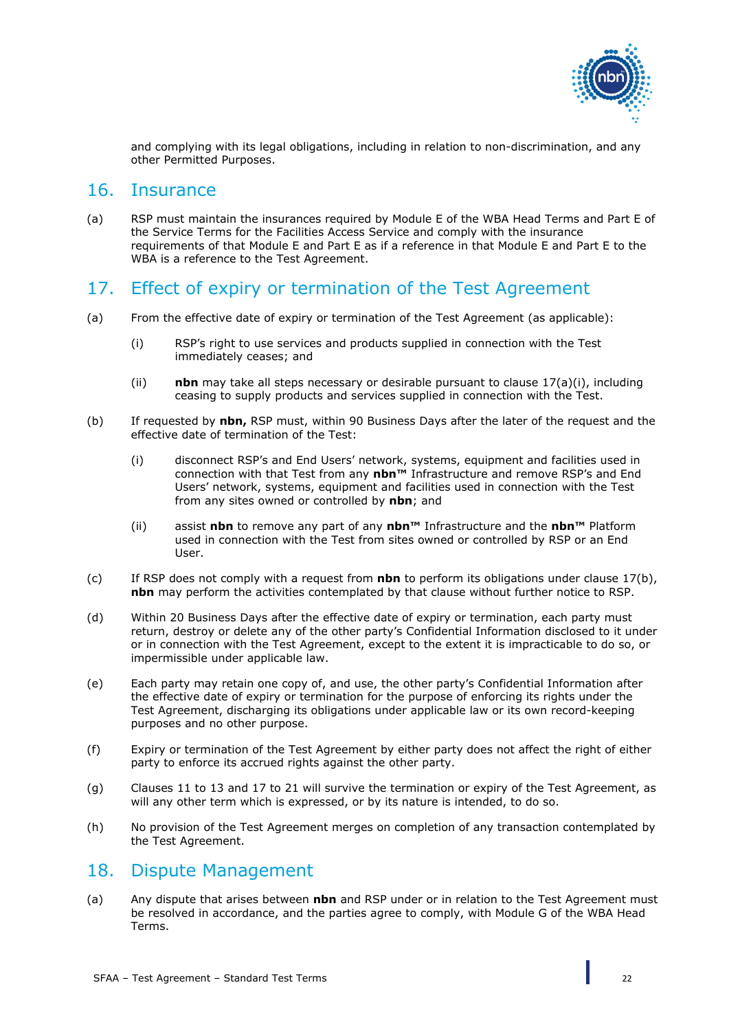and complying with its legal obligations, including in relation to non-discrimination, and any other Permitted Purposes.

## 16. Insurance

(a) RSP must maintain the insurances required by Module E of the WBA Head Terms and Part E of the Service Terms for the Facilities Access Service and comply with the insurance requirements of that Module E and Part E as if a reference in that Module E and Part E to the WBA is a reference to the Test Agreement.

## 17. Effect of expiry or termination of the Test Agreement

(a) From the effective date of expiry or termination of the Test Agreement (as applicable):

  (i) RSP's right to use services and products supplied in connection with the Test immediately ceases; and

  (ii) **nbn** may take all steps necessary or desirable pursuant to clause 17(a)(i), including ceasing to supply products and services supplied in connection with the Test.

(b) If requested by **nbn,** RSP must, within 90 Business Days after the later of the request and the effective date of termination of the Test:

  (i) disconnect RSP's and End Users' network, systems, equipment and facilities used in connection with that Test from any **nbn™** Infrastructure and remove RSP's and End Users' network, systems, equipment and facilities used in connection with the Test from any sites owned or controlled by **nbn**; and

  (ii) assist **nbn** to remove any part of any **nbn™** Infrastructure and the **nbn™** Platform used in connection with the Test from sites owned or controlled by RSP or an End User.

(c) If RSP does not comply with a request from **nbn** to perform its obligations under clause 17(b), **nbn** may perform the activities contemplated by that clause without further notice to RSP.

(d) Within 20 Business Days after the effective date of expiry or termination, each party must return, destroy or delete any of the other party's Confidential Information disclosed to it under or in connection with the Test Agreement, except to the extent it is impracticable to do so, or impermissible under applicable law.

(e) Each party may retain one copy of, and use, the other party's Confidential Information after the effective date of expiry or termination for the purpose of enforcing its rights under the Test Agreement, discharging its obligations under applicable law or its own record-keeping purposes and no other purpose.

(f) Expiry or termination of the Test Agreement by either party does not affect the right of either party to enforce its accrued rights against the other party.

(g) Clauses 11 to 13 and 17 to 21 will survive the termination or expiry of the Test Agreement, as will any other term which is expressed, or by its nature is intended, to do so.

(h) No provision of the Test Agreement merges on completion of any transaction contemplated by the Test Agreement.

## 18. Dispute Management

(a) Any dispute that arises between **nbn** and RSP under or in relation to the Test Agreement must be resolved in accordance, and the parties agree to comply, with Module G of the WBA Head Terms.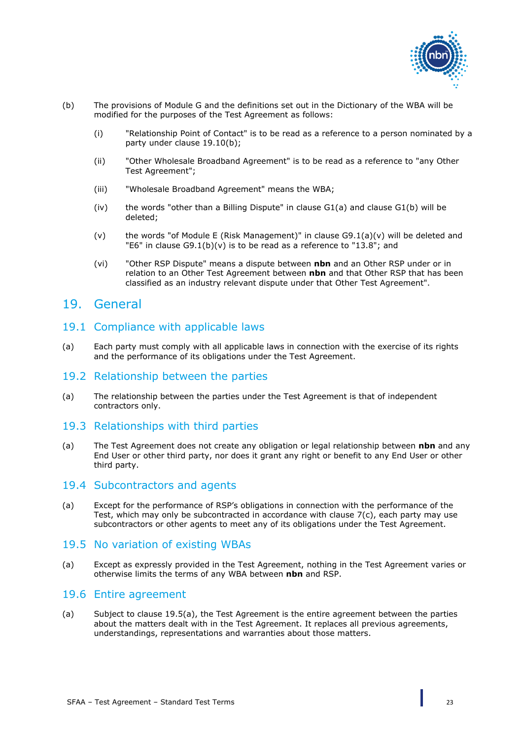(b) The provisions of Module G and the definitions set out in the Dictionary of the WBA will be modified for the purposes of the Test Agreement as follows:

(i) "Relationship Point of Contact" is to be read as a reference to a person nominated by a party under clause 19.10(b);

(ii) "Other Wholesale Broadband Agreement" is to be read as a reference to "any Other Test Agreement";

(iii) "Wholesale Broadband Agreement" means the WBA;

(iv) the words "other than a Billing Dispute" in clause G1(a) and clause G1(b) will be deleted;

(v) the words "of Module E (Risk Management)" in clause G9.1(a)(v) will be deleted and "E6" in clause G9.1(b)(v) is to be read as a reference to "13.8"; and

(vi) "Other RSP Dispute" means a dispute between **nbn** and an Other RSP under or in relation to an Other Test Agreement between **nbn** and that Other RSP that has been classified as an industry relevant dispute under that Other Test Agreement".

# 19. General

## 19.1 Compliance with applicable laws

(a) Each party must comply with all applicable laws in connection with the exercise of its rights and the performance of its obligations under the Test Agreement.

## 19.2 Relationship between the parties

(a) The relationship between the parties under the Test Agreement is that of independent contractors only.

## 19.3 Relationships with third parties

(a) The Test Agreement does not create any obligation or legal relationship between **nbn** and any End User or other third party, nor does it grant any right or benefit to any End User or other third party.

## 19.4 Subcontractors and agents

(a) Except for the performance of RSP's obligations in connection with the performance of the Test, which may only be subcontracted in accordance with clause 7(c), each party may use subcontractors or other agents to meet any of its obligations under the Test Agreement.

## 19.5 No variation of existing WBAs

(a) Except as expressly provided in the Test Agreement, nothing in the Test Agreement varies or otherwise limits the terms of any WBA between **nbn** and RSP.

## 19.6 Entire agreement

(a) Subject to clause 19.5(a), the Test Agreement is the entire agreement between the parties about the matters dealt with in the Test Agreement. It replaces all previous agreements, understandings, representations and warranties about those matters.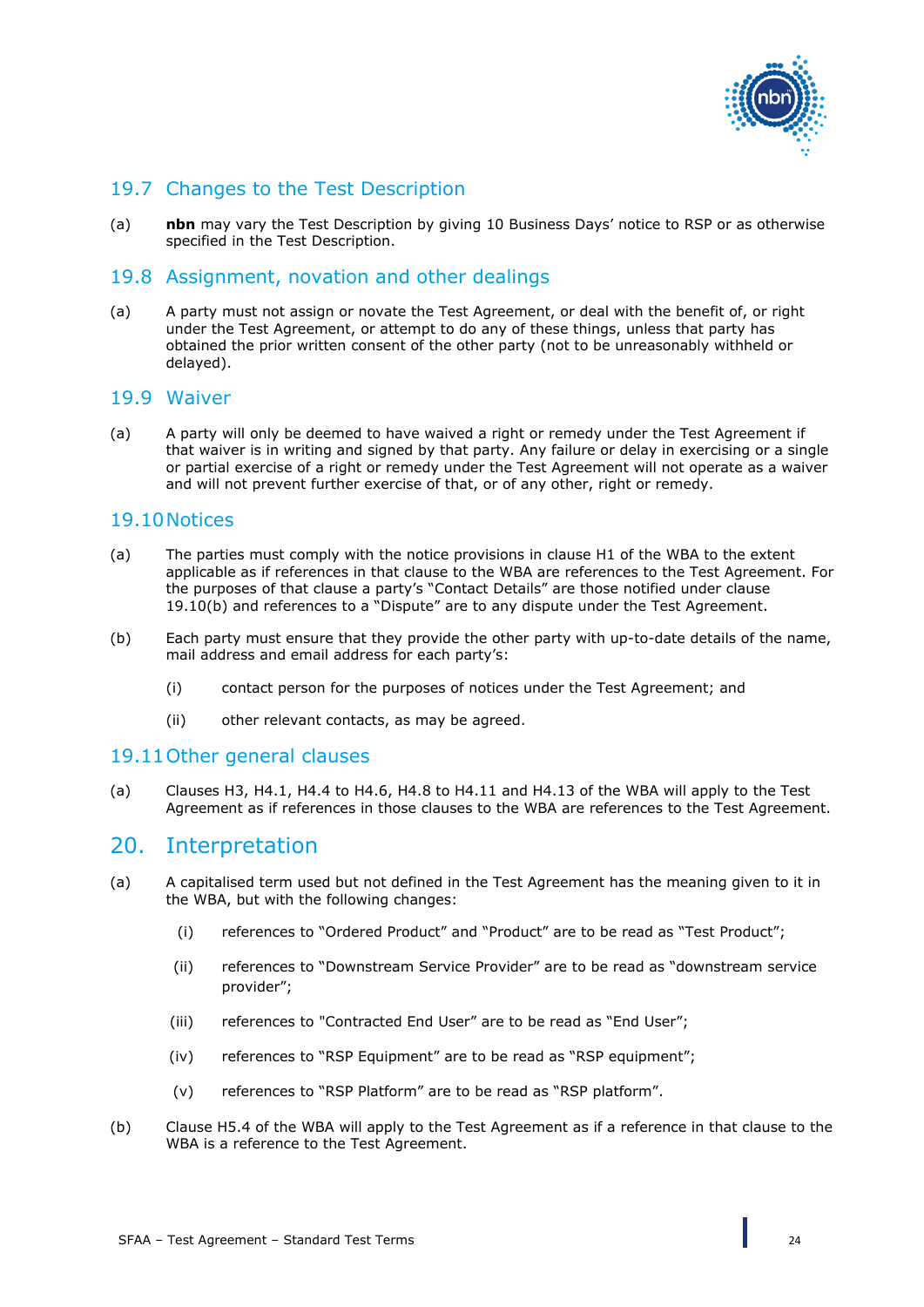## 19.7 Changes to the Test Description

(a) **nbn** may vary the Test Description by giving 10 Business Days' notice to RSP or as otherwise specified in the Test Description.

## 19.8 Assignment, novation and other dealings

(a) A party must not assign or novate the Test Agreement, or deal with the benefit of, or right under the Test Agreement, or attempt to do any of these things, unless that party has obtained the prior written consent of the other party (not to be unreasonably withheld or delayed).

## 19.9 Waiver

(a) A party will only be deemed to have waived a right or remedy under the Test Agreement if that waiver is in writing and signed by that party. Any failure or delay in exercising or a single or partial exercise of a right or remedy under the Test Agreement will not operate as a waiver and will not prevent further exercise of that, or of any other, right or remedy.

## 19.10 Notices

(a) The parties must comply with the notice provisions in clause H1 of the WBA to the extent applicable as if references in that clause to the WBA are references to the Test Agreement. For the purposes of that clause a party's "Contact Details" are those notified under clause 19.10(b) and references to a "Dispute" are to any dispute under the Test Agreement.

(b) Each party must ensure that they provide the other party with up-to-date details of the name, mail address and email address for each party's:

  (i) contact person for the purposes of notices under the Test Agreement; and

  (ii) other relevant contacts, as may be agreed.

## 19.11 Other general clauses

(a) Clauses H3, H4.1, H4.4 to H4.6, H4.8 to H4.11 and H4.13 of the WBA will apply to the Test Agreement as if references in those clauses to the WBA are references to the Test Agreement.

# 20. Interpretation

(a) A capitalised term used but not defined in the Test Agreement has the meaning given to it in the WBA, but with the following changes:

  (i) references to "Ordered Product" and "Product" are to be read as "Test Product";

  (ii) references to "Downstream Service Provider" are to be read as "downstream service provider";

  (iii) references to "Contracted End User" are to be read as "End User";

  (iv) references to "RSP Equipment" are to be read as "RSP equipment";

  (v) references to "RSP Platform" are to be read as "RSP platform".

(b) Clause H5.4 of the WBA will apply to the Test Agreement as if a reference in that clause to the WBA is a reference to the Test Agreement.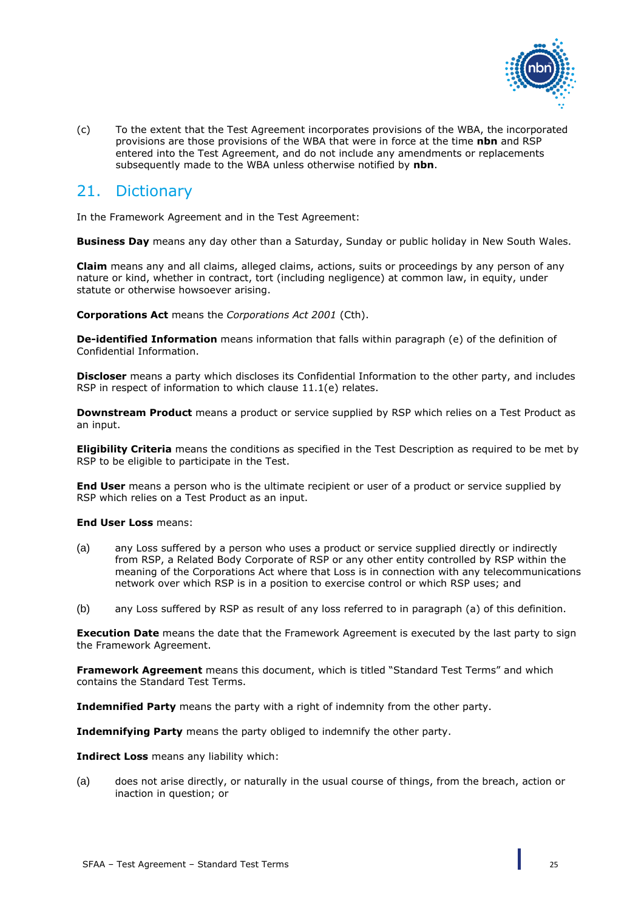(c) To the extent that the Test Agreement incorporates provisions of the WBA, the incorporated provisions are those provisions of the WBA that were in force at the time **nbn** and RSP entered into the Test Agreement, and do not include any amendments or replacements subsequently made to the WBA unless otherwise notified by **nbn**.

## 21. Dictionary

In the Framework Agreement and in the Test Agreement:

**Business Day** means any day other than a Saturday, Sunday or public holiday in New South Wales.

**Claim** means any and all claims, alleged claims, actions, suits or proceedings by any person of any nature or kind, whether in contract, tort (including negligence) at common law, in equity, under statute or otherwise howsoever arising.

**Corporations Act** means the *Corporations Act 2001* (Cth).

**De-identified Information** means information that falls within paragraph (e) of the definition of Confidential Information.

**Discloser** means a party which discloses its Confidential Information to the other party, and includes RSP in respect of information to which clause 11.1(e) relates.

**Downstream Product** means a product or service supplied by RSP which relies on a Test Product as an input.

**Eligibility Criteria** means the conditions as specified in the Test Description as required to be met by RSP to be eligible to participate in the Test.

**End User** means a person who is the ultimate recipient or user of a product or service supplied by RSP which relies on a Test Product as an input.

**End User Loss** means:

(a) any Loss suffered by a person who uses a product or service supplied directly or indirectly from RSP, a Related Body Corporate of RSP or any other entity controlled by RSP within the meaning of the Corporations Act where that Loss is in connection with any telecommunications network over which RSP is in a position to exercise control or which RSP uses; and

(b) any Loss suffered by RSP as result of any loss referred to in paragraph (a) of this definition.

**Execution Date** means the date that the Framework Agreement is executed by the last party to sign the Framework Agreement.

**Framework Agreement** means this document, which is titled "Standard Test Terms" and which contains the Standard Test Terms.

**Indemnified Party** means the party with a right of indemnity from the other party.

**Indemnifying Party** means the party obliged to indemnify the other party.

**Indirect Loss** means any liability which:

(a) does not arise directly, or naturally in the usual course of things, from the breach, action or inaction in question; or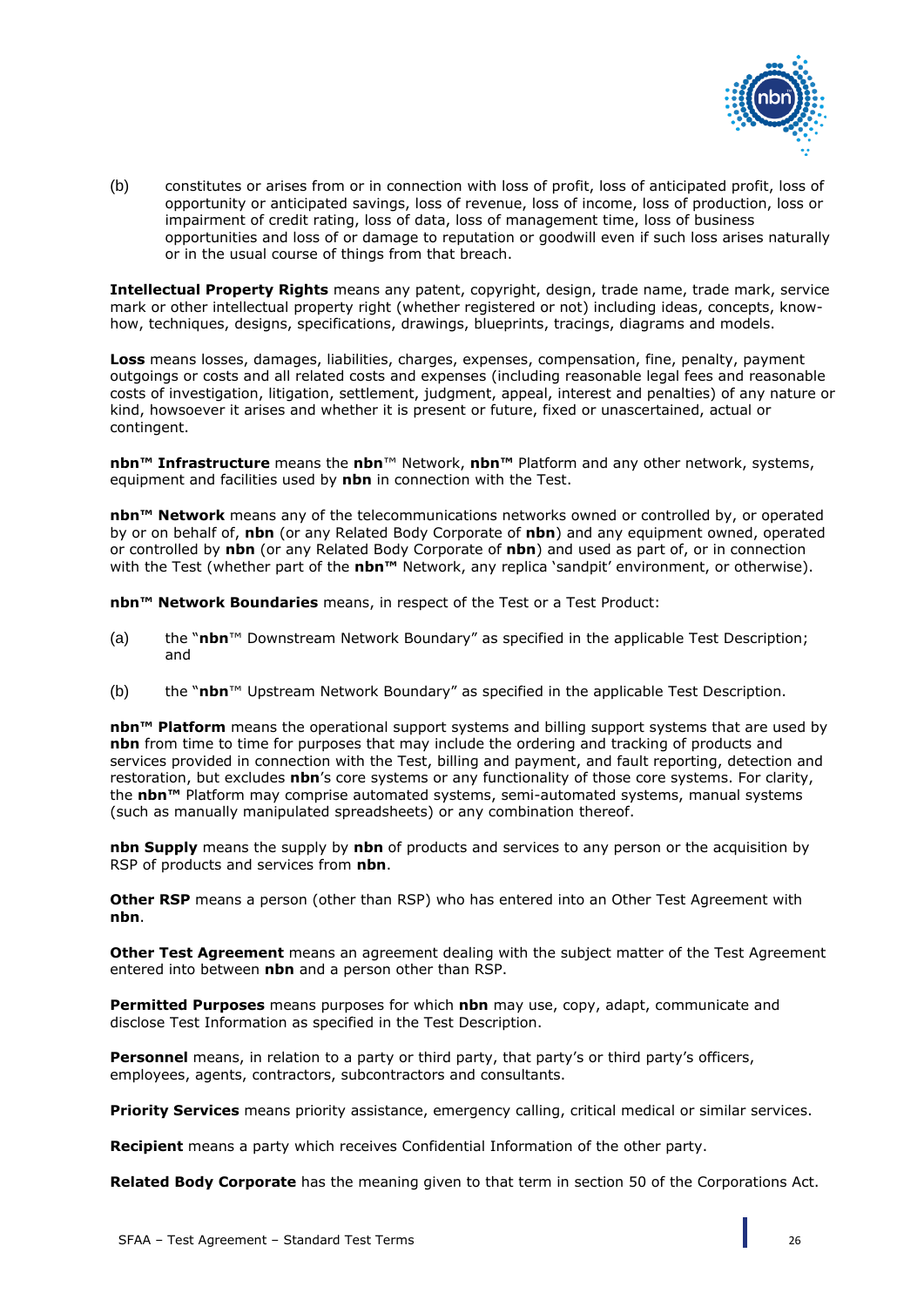(b) constitutes or arises from or in connection with loss of profit, loss of anticipated profit, loss of opportunity or anticipated savings, loss of revenue, loss of income, loss of production, loss or impairment of credit rating, loss of data, loss of management time, loss of business opportunities and loss of or damage to reputation or goodwill even if such loss arises naturally or in the usual course of things from that breach.

**Intellectual Property Rights** means any patent, copyright, design, trade name, trade mark, service mark or other intellectual property right (whether registered or not) including ideas, concepts, know-how, techniques, designs, specifications, drawings, blueprints, tracings, diagrams and models.

**Loss** means losses, damages, liabilities, charges, expenses, compensation, fine, penalty, payment outgoings or costs and all related costs and expenses (including reasonable legal fees and reasonable costs of investigation, litigation, settlement, judgment, appeal, interest and penalties) of any nature or kind, howsoever it arises and whether it is present or future, fixed or unascertained, actual or contingent.

**nbn™ Infrastructure** means the **nbn**™ Network, **nbn™** Platform and any other network, systems, equipment and facilities used by **nbn** in connection with the Test.

**nbn™ Network** means any of the telecommunications networks owned or controlled by, or operated by or on behalf of, **nbn** (or any Related Body Corporate of **nbn**) and any equipment owned, operated or controlled by **nbn** (or any Related Body Corporate of **nbn**) and used as part of, or in connection with the Test (whether part of the **nbn™** Network, any replica 'sandpit' environment, or otherwise).

**nbn™ Network Boundaries** means, in respect of the Test or a Test Product:

(a) the "**nbn**™ Downstream Network Boundary" as specified in the applicable Test Description; and

(b) the "**nbn**™ Upstream Network Boundary" as specified in the applicable Test Description.

**nbn™ Platform** means the operational support systems and billing support systems that are used by **nbn** from time to time for purposes that may include the ordering and tracking of products and services provided in connection with the Test, billing and payment, and fault reporting, detection and restoration, but excludes **nbn**'s core systems or any functionality of those core systems. For clarity, the **nbn™** Platform may comprise automated systems, semi-automated systems, manual systems (such as manually manipulated spreadsheets) or any combination thereof.

**nbn Supply** means the supply by **nbn** of products and services to any person or the acquisition by RSP of products and services from **nbn**.

**Other RSP** means a person (other than RSP) who has entered into an Other Test Agreement with **nbn**.

**Other Test Agreement** means an agreement dealing with the subject matter of the Test Agreement entered into between **nbn** and a person other than RSP.

**Permitted Purposes** means purposes for which **nbn** may use, copy, adapt, communicate and disclose Test Information as specified in the Test Description.

**Personnel** means, in relation to a party or third party, that party's or third party's officers, employees, agents, contractors, subcontractors and consultants.

**Priority Services** means priority assistance, emergency calling, critical medical or similar services.

**Recipient** means a party which receives Confidential Information of the other party.

**Related Body Corporate** has the meaning given to that term in section 50 of the Corporations Act.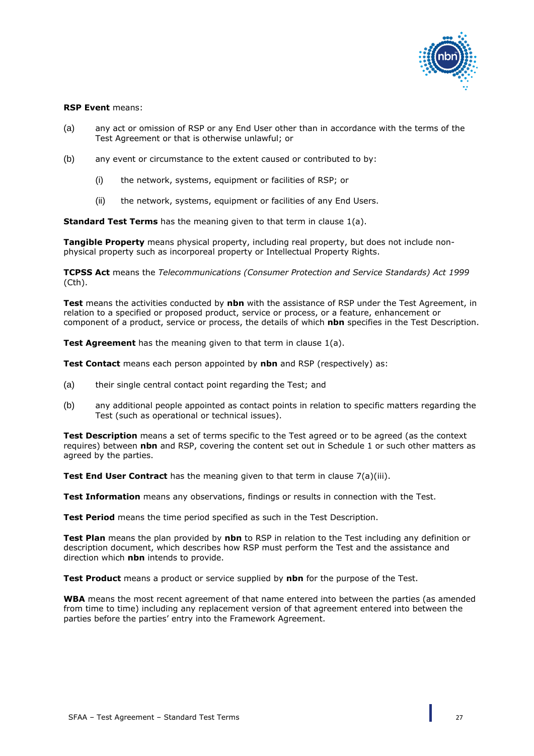**RSP Event** means:

(a) any act or omission of RSP or any End User other than in accordance with the terms of the Test Agreement or that is otherwise unlawful; or

(b) any event or circumstance to the extent caused or contributed to by:

  (i) the network, systems, equipment or facilities of RSP; or

  (ii) the network, systems, equipment or facilities of any End Users.

**Standard Test Terms** has the meaning given to that term in clause 1(a).

**Tangible Property** means physical property, including real property, but does not include non-physical property such as incorporeal property or Intellectual Property Rights.

**TCPSS Act** means the *Telecommunications (Consumer Protection and Service Standards) Act 1999* (Cth).

**Test** means the activities conducted by **nbn** with the assistance of RSP under the Test Agreement, in relation to a specified or proposed product, service or process, or a feature, enhancement or component of a product, service or process, the details of which **nbn** specifies in the Test Description.

**Test Agreement** has the meaning given to that term in clause 1(a).

**Test Contact** means each person appointed by **nbn** and RSP (respectively) as:

(a) their single central contact point regarding the Test; and

(b) any additional people appointed as contact points in relation to specific matters regarding the Test (such as operational or technical issues).

**Test Description** means a set of terms specific to the Test agreed or to be agreed (as the context requires) between **nbn** and RSP, covering the content set out in Schedule 1 or such other matters as agreed by the parties.

**Test End User Contract** has the meaning given to that term in clause 7(a)(iii).

**Test Information** means any observations, findings or results in connection with the Test.

**Test Period** means the time period specified as such in the Test Description.

**Test Plan** means the plan provided by **nbn** to RSP in relation to the Test including any definition or description document, which describes how RSP must perform the Test and the assistance and direction which **nbn** intends to provide.

**Test Product** means a product or service supplied by **nbn** for the purpose of the Test.

**WBA** means the most recent agreement of that name entered into between the parties (as amended from time to time) including any replacement version of that agreement entered into between the parties before the parties' entry into the Framework Agreement.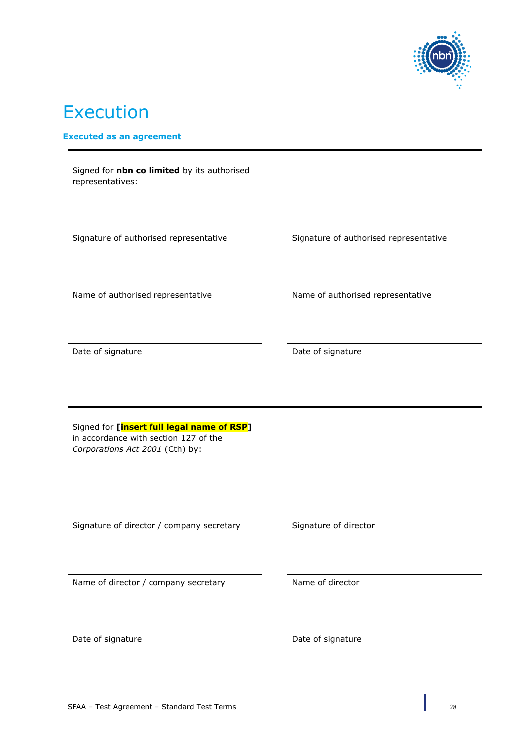# Execution

**Executed as an agreement**

Signed for **nbn co limited** by its authorised representatives:

| | |
|---|---|
| Signature of authorised representative | Signature of authorised representative |
| Name of authorised representative | Name of authorised representative |
| Date of signature | Date of signature |

Signed for **[insert full legal name of RSP]** in accordance with section 127 of the *Corporations Act 2001* (Cth) by:

| | |
|---|---|
| Signature of director / company secretary | Signature of director |
| Name of director / company secretary | Name of director |
| Date of signature | Date of signature |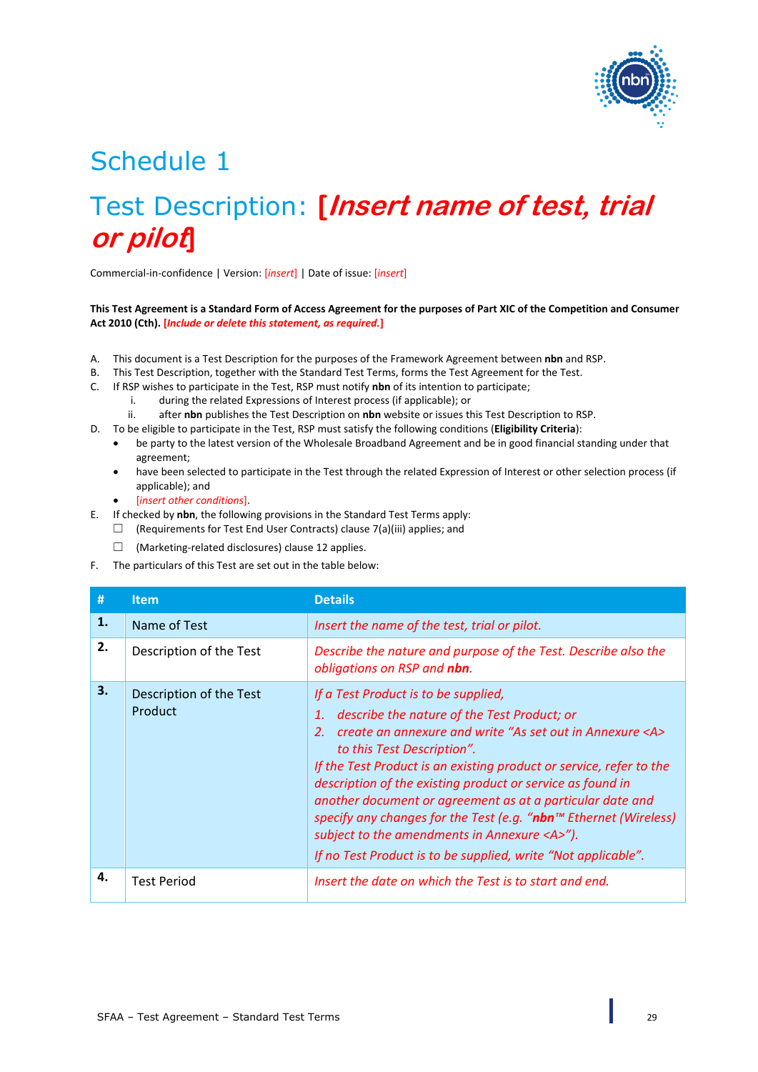# Schedule 1

# Test Description: [*Insert name of test, trial or pilot*]

Commercial-in-confidence | Version: [*insert*] | Date of issue: [*insert*]

**This Test Agreement is a Standard Form of Access Agreement for the purposes of Part XIC of the Competition and Consumer Act 2010 (Cth). [*Include or delete this statement, as required.*]**

A. This document is a Test Description for the purposes of the Framework Agreement between **nbn** and RSP.
B. This Test Description, together with the Standard Test Terms, forms the Test Agreement for the Test.
C. If RSP wishes to participate in the Test, RSP must notify **nbn** of its intention to participate;
   i. during the related Expressions of Interest process (if applicable); or
   ii. after **nbn** publishes the Test Description on **nbn** website or issues this Test Description to RSP.
D. To be eligible to participate in the Test, RSP must satisfy the following conditions (**Eligibility Criteria**):
   - be party to the latest version of the Wholesale Broadband Agreement and be in good financial standing under that agreement;
   - have been selected to participate in the Test through the related Expression of Interest or other selection process (if applicable); and
   - [*insert other conditions*].
E. If checked by **nbn**, the following provisions in the Standard Test Terms apply:
   ☐ (Requirements for Test End User Contracts) clause 7(a)(iii) applies; and
   ☐ (Marketing-related disclosures) clause 12 applies.
F. The particulars of this Test are set out in the table below:

| # | Item | Details |
|---|---|---|
| **1.** | Name of Test | *Insert the name of the test, trial or pilot.* |
| **2.** | Description of the Test | *Describe the nature and purpose of the Test. Describe also the obligations on RSP and **nbn**.* |
| **3.** | Description of the Test Product | *If a Test Product is to be supplied,*<br>*1. describe the nature of the Test Product; or*<br>*2. create an annexure and write "As set out in Annexure <A> to this Test Description".*<br>*If the Test Product is an existing product or service, refer to the description of the existing product or service as found in another document or agreement as at a particular date and specify any changes for the Test (e.g. "**nbn**™ Ethernet (Wireless) subject to the amendments in Annexure <A>").*<br>*If no Test Product is to be supplied, write "Not applicable".* |
| **4.** | Test Period | *Insert the date on which the Test is to start and end.* |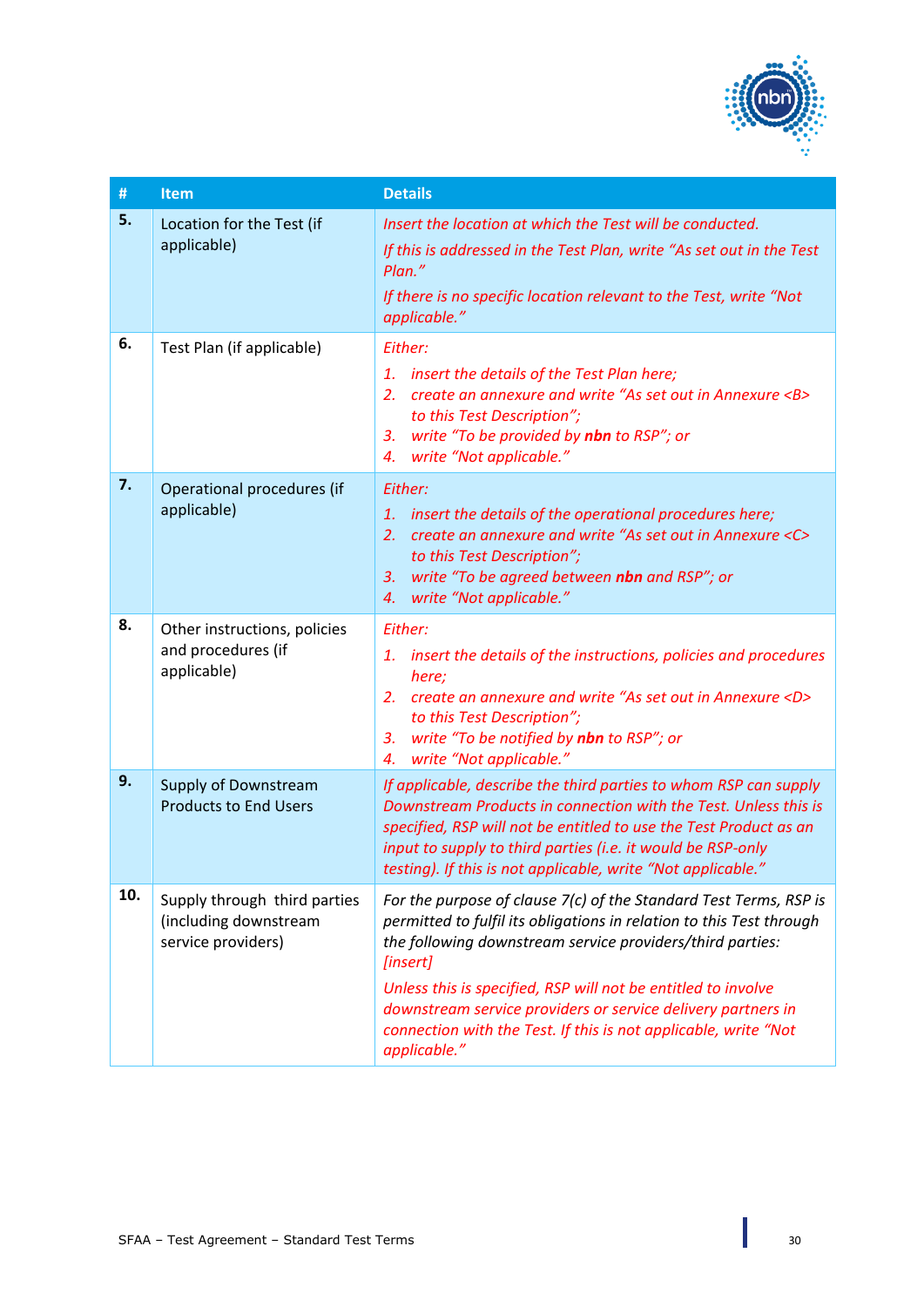| # | Item | Details |
|---|---|---|
| **5.** | Location for the Test (if applicable) | *Insert the location at which the Test will be conducted.*<br>*If this is addressed in the Test Plan, write "As set out in the Test Plan."*<br>*If there is no specific location relevant to the Test, write "Not applicable."* |
| **6.** | Test Plan (if applicable) | *Either:*<br>*1. insert the details of the Test Plan here;*<br>*2. create an annexure and write "As set out in Annexure <B> to this Test Description";*<br>*3. write "To be provided by **nbn** to RSP"; or*<br>*4. write "Not applicable."* |
| **7.** | Operational procedures (if applicable) | *Either:*<br>*1. insert the details of the operational procedures here;*<br>*2. create an annexure and write "As set out in Annexure <C> to this Test Description";*<br>*3. write "To be agreed between **nbn** and RSP"; or*<br>*4. write "Not applicable."* |
| **8.** | Other instructions, policies and procedures (if applicable) | *Either:*<br>*1. insert the details of the instructions, policies and procedures here;*<br>*2. create an annexure and write "As set out in Annexure <D> to this Test Description";*<br>*3. write "To be notified by **nbn** to RSP"; or*<br>*4. write "Not applicable."* |
| **9.** | Supply of Downstream Products to End Users | *If applicable, describe the third parties to whom RSP can supply Downstream Products in connection with the Test. Unless this is specified, RSP will not be entitled to use the Test Product as an input to supply to third parties (i.e. it would be RSP-only testing). If this is not applicable, write "Not applicable."* |
| **10.** | Supply through third parties (including downstream service providers) | *For the purpose of clause 7(c) of the Standard Test Terms, RSP is permitted to fulfil its obligations in relation to this Test through the following downstream service providers/third parties: [insert]*<br>*Unless this is specified, RSP will not be entitled to involve downstream service providers or service delivery partners in connection with the Test. If this is not applicable, write "Not applicable."* |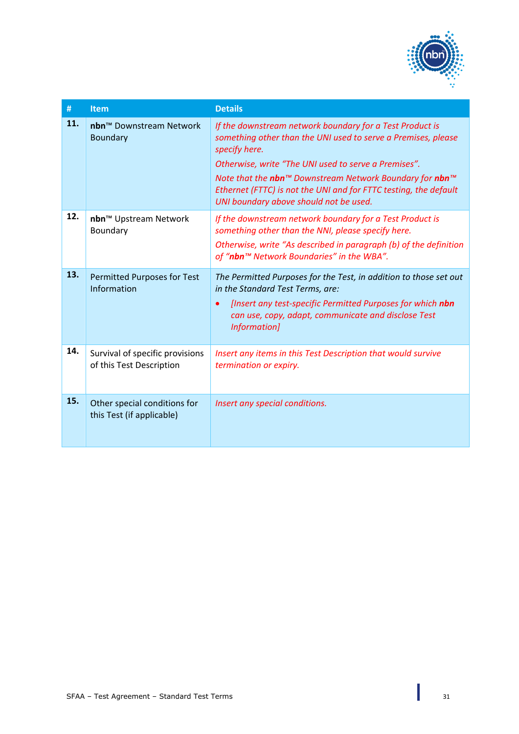| # | Item | Details |
|---|---|---|
| **11.** | **nbn**™ Downstream Network Boundary | *If the downstream network boundary for a Test Product is something other than the UNI used to serve a Premises, please specify here.* *Otherwise, write "The UNI used to serve a Premises".* *Note that the **nbn**™ Downstream Network Boundary for **nbn**™ Ethernet (FTTC) is not the UNI and for FTTC testing, the default UNI boundary above should not be used.* |
| **12.** | **nbn**™ Upstream Network Boundary | *If the downstream network boundary for a Test Product is something other than the NNI, please specify here.* *Otherwise, write "As described in paragraph (b) of the definition of "**nbn**™ Network Boundaries" in the WBA".* |
| **13.** | Permitted Purposes for Test Information | *The Permitted Purposes for the Test, in addition to those set out in the Standard Test Terms, are:* <br>• *[Insert any test-specific Permitted Purposes for which **nbn** can use, copy, adapt, communicate and disclose Test Information]* |
| **14.** | Survival of specific provisions of this Test Description | *Insert any items in this Test Description that would survive termination or expiry.* |
| **15.** | Other special conditions for this Test (if applicable) | *Insert any special conditions.* |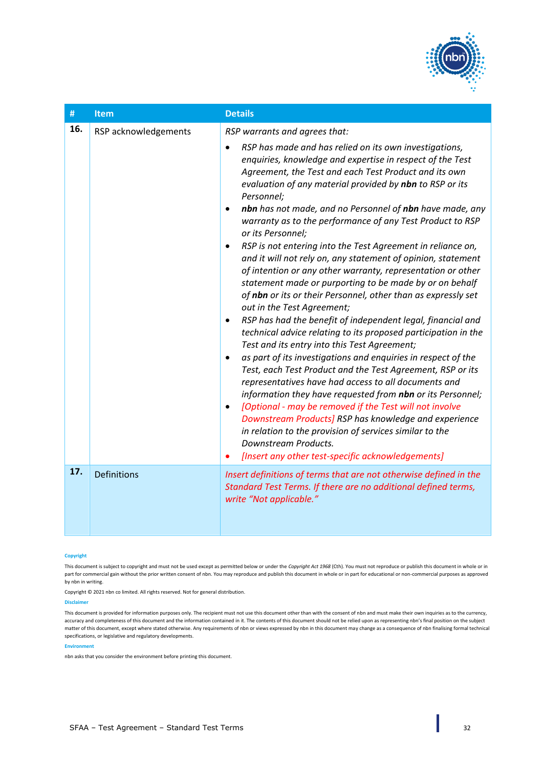| # | Item | Details |
|---|---|---|
| **16.** | RSP acknowledgements | *RSP warrants and agrees that:*<br>• *RSP has made and has relied on its own investigations, enquiries, knowledge and expertise in respect of the Test Agreement, the Test and each Test Product and its own evaluation of any material provided by **nbn** to RSP or its Personnel;*<br>• ***nbn** has not made, and no Personnel of **nbn** have made, any warranty as to the performance of any Test Product to RSP or its Personnel;*<br>• *RSP is not entering into the Test Agreement in reliance on, and it will not rely on, any statement of opinion, statement of intention or any other warranty, representation or other statement made or purporting to be made by or on behalf of **nbn** or its or their Personnel, other than as expressly set out in the Test Agreement;*<br>• *RSP has had the benefit of independent legal, financial and technical advice relating to its proposed participation in the Test and its entry into this Test Agreement;*<br>• *as part of its investigations and enquiries in respect of the Test, each Test Product and the Test Agreement, RSP or its representatives have had access to all documents and information they have requested from **nbn** or its Personnel;*<br>• *[Optional - may be removed if the Test will not involve Downstream Products] RSP has knowledge and experience in relation to the provision of services similar to the Downstream Products.*<br>• *[Insert any other test-specific acknowledgements]* |
| **17.** | Definitions | *Insert definitions of terms that are not otherwise defined in the Standard Test Terms. If there are no additional defined terms, write "Not applicable."* |

**Copyright**

This document is subject to copyright and must not be used except as permitted below or under the *Copyright Act 1968* (Cth). You must not reproduce or publish this document in whole or in part for commercial gain without the prior written consent of nbn. You may reproduce and publish this document in whole or in part for educational or non-commercial purposes as approved by nbn in writing.

Copyright © 2021 nbn co limited. All rights reserved. Not for general distribution.

**Disclaimer**

This document is provided for information purposes only. The recipient must not use this document other than with the consent of nbn and must make their own inquiries as to the currency, accuracy and completeness of this document and the information contained in it. The contents of this document should not be relied upon as representing nbn's final position on the subject matter of this document, except where stated otherwise. Any requirements of nbn or views expressed by nbn in this document may change as a consequence of nbn finalising formal technical specifications, or legislative and regulatory developments.

**Environment**

nbn asks that you consider the environment before printing this document.